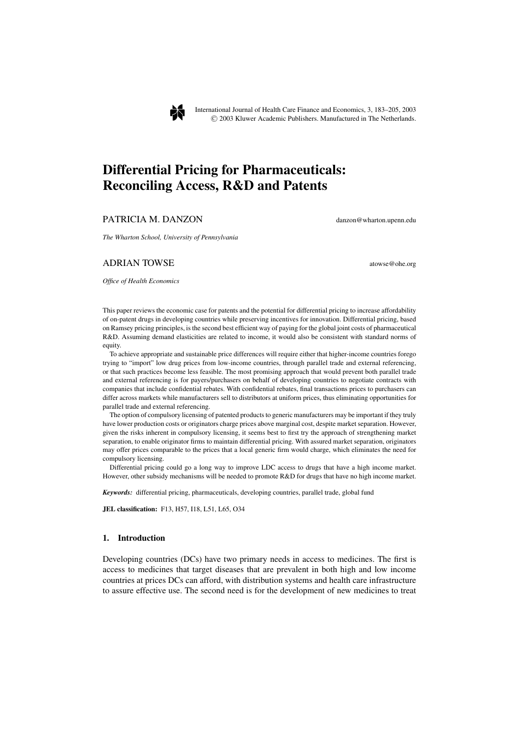# Differential Pricing for Pharmaceuticals: Reconciling Access, R&D and Patents

PATRICIA M. DANZON danzon@wharton.upenn.edu

*The Wharton School, University of Pennsylvania*

ADRIAN TOWSE atowse@ohe.org

*Office of Health Economics*

This paper reviews the economic case for patents and the potential for differential pricing to increase affordability of on-patent drugs in developing countries while preserving incentives for innovation. Differential pricing, based on Ramsey pricing principles, is the second best efficient way of paying for the global joint costs of pharmaceutical R&D. Assuming demand elasticities are related to income, it would also be consistent with standard norms of equity.

To achieve appropriate and sustainable price differences will require either that higher-income countries forego trying to "import" low drug prices from low-income countries, through parallel trade and external referencing, or that such practices become less feasible. The most promising approach that would prevent both parallel trade and external referencing is for payers/purchasers on behalf of developing countries to negotiate contracts with companies that include confidential rebates. With confidential rebates, final transactions prices to purchasers can differ across markets while manufacturers sell to distributors at uniform prices, thus eliminating opportunities for parallel trade and external referencing.

The option of compulsory licensing of patented products to generic manufacturers may be important if they truly have lower production costs or originators charge prices above marginal cost, despite market separation. However, given the risks inherent in compulsory licensing, it seems best to first try the approach of strengthening market separation, to enable originator firms to maintain differential pricing. With assured market separation, originators may offer prices comparable to the prices that a local generic firm would charge, which eliminates the need for compulsory licensing.

Differential pricing could go a long way to improve LDC access to drugs that have a high income market. However, other subsidy mechanisms will be needed to promote R&D for drugs that have no high income market.

***Keywords:*** differential pricing, pharmaceuticals, developing countries, parallel trade, global fund

**JEL classification:** F13, H57, I18, L51, L65, O34

## 1. Introduction

Developing countries (DCs) have two primary needs in access to medicines. The first is access to medicines that target diseases that are prevalent in both high and low income countries at prices DCs can afford, with distribution systems and health care infrastructure to assure effective use. The second need is for the development of new medicines to treat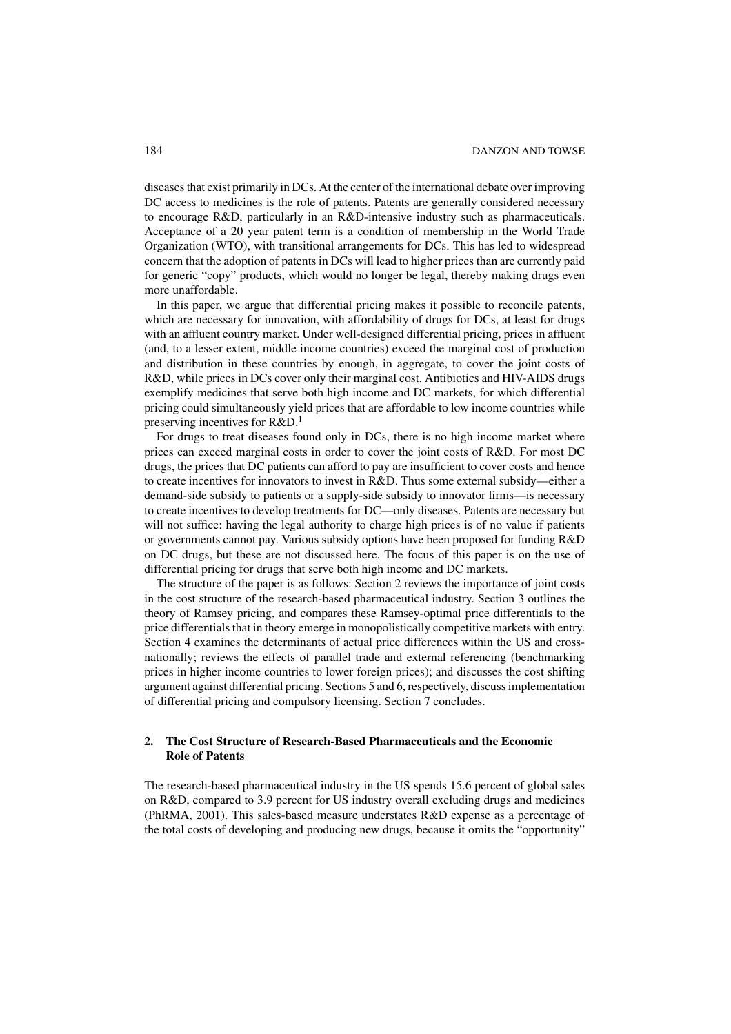diseases that exist primarily in DCs. At the center of the international debate over improving DC access to medicines is the role of patents. Patents are generally considered necessary to encourage R&D, particularly in an R&D-intensive industry such as pharmaceuticals. Acceptance of a 20 year patent term is a condition of membership in the World Trade Organization (WTO), with transitional arrangements for DCs. This has led to widespread concern that the adoption of patents in DCs will lead to higher prices than are currently paid for generic "copy" products, which would no longer be legal, thereby making drugs even more unaffordable.

In this paper, we argue that differential pricing makes it possible to reconcile patents, which are necessary for innovation, with affordability of drugs for DCs, at least for drugs with an affluent country market. Under well-designed differential pricing, prices in affluent (and, to a lesser extent, middle income countries) exceed the marginal cost of production and distribution in these countries by enough, in aggregate, to cover the joint costs of R&D, while prices in DCs cover only their marginal cost. Antibiotics and HIV-AIDS drugs exemplify medicines that serve both high income and DC markets, for which differential pricing could simultaneously yield prices that are affordable to low income countries while preserving incentives for R&D.[1]

For drugs to treat diseases found only in DCs, there is no high income market where prices can exceed marginal costs in order to cover the joint costs of R&D. For most DC drugs, the prices that DC patients can afford to pay are insufficient to cover costs and hence to create incentives for innovators to invest in R&D. Thus some external subsidy—either a demand-side subsidy to patients or a supply-side subsidy to innovator firms—is necessary to create incentives to develop treatments for DC—only diseases. Patents are necessary but will not suffice: having the legal authority to charge high prices is of no value if patients or governments cannot pay. Various subsidy options have been proposed for funding R&D on DC drugs, but these are not discussed here. The focus of this paper is on the use of differential pricing for drugs that serve both high income and DC markets.

The structure of the paper is as follows: Section 2 reviews the importance of joint costs in the cost structure of the research-based pharmaceutical industry. Section 3 outlines the theory of Ramsey pricing, and compares these Ramsey-optimal price differentials to the price differentials that in theory emerge in monopolistically competitive markets with entry. Section 4 examines the determinants of actual price differences within the US and cross-nationally; reviews the effects of parallel trade and external referencing (benchmarking prices in higher income countries to lower foreign prices); and discusses the cost shifting argument against differential pricing. Sections 5 and 6, respectively, discuss implementation of differential pricing and compulsory licensing. Section 7 concludes.

## 2. The Cost Structure of Research-Based Pharmaceuticals and the Economic Role of Patents

The research-based pharmaceutical industry in the US spends 15.6 percent of global sales on R&D, compared to 3.9 percent for US industry overall excluding drugs and medicines (PhRMA, 2001). This sales-based measure understates R&D expense as a percentage of the total costs of developing and producing new drugs, because it omits the "opportunity"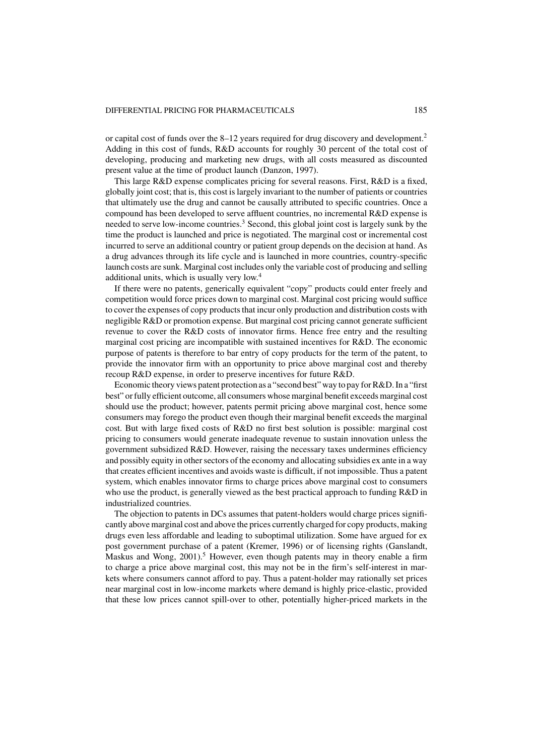or capital cost of funds over the 8–12 years required for drug discovery and development.[2] Adding in this cost of funds, R&D accounts for roughly 30 percent of the total cost of developing, producing and marketing new drugs, with all costs measured as discounted present value at the time of product launch (Danzon, 1997).

This large R&D expense complicates pricing for several reasons. First, R&D is a fixed, globally joint cost; that is, this cost is largely invariant to the number of patients or countries that ultimately use the drug and cannot be causally attributed to specific countries. Once a compound has been developed to serve affluent countries, no incremental R&D expense is needed to serve low-income countries.[3] Second, this global joint cost is largely sunk by the time the product is launched and price is negotiated. The marginal cost or incremental cost incurred to serve an additional country or patient group depends on the decision at hand. As a drug advances through its life cycle and is launched in more countries, country-specific launch costs are sunk. Marginal cost includes only the variable cost of producing and selling additional units, which is usually very low.[4]

If there were no patents, generically equivalent "copy" products could enter freely and competition would force prices down to marginal cost. Marginal cost pricing would suffice to cover the expenses of copy products that incur only production and distribution costs with negligible R&D or promotion expense. But marginal cost pricing cannot generate sufficient revenue to cover the R&D costs of innovator firms. Hence free entry and the resulting marginal cost pricing are incompatible with sustained incentives for R&D. The economic purpose of patents is therefore to bar entry of copy products for the term of the patent, to provide the innovator firm with an opportunity to price above marginal cost and thereby recoup R&D expense, in order to preserve incentives for future R&D.

Economic theory views patent protection as a "second best" way to pay for R&D. In a "first best" or fully efficient outcome, all consumers whose marginal benefit exceeds marginal cost should use the product; however, patents permit pricing above marginal cost, hence some consumers may forego the product even though their marginal benefit exceeds the marginal cost. But with large fixed costs of R&D no first best solution is possible: marginal cost pricing to consumers would generate inadequate revenue to sustain innovation unless the government subsidized R&D. However, raising the necessary taxes undermines efficiency and possibly equity in other sectors of the economy and allocating subsidies ex ante in a way that creates efficient incentives and avoids waste is difficult, if not impossible. Thus a patent system, which enables innovator firms to charge prices above marginal cost to consumers who use the product, is generally viewed as the best practical approach to funding R&D in industrialized countries.

The objection to patents in DCs assumes that patent-holders would charge prices significantly above marginal cost and above the prices currently charged for copy products, making drugs even less affordable and leading to suboptimal utilization. Some have argued for ex post government purchase of a patent (Kremer, 1996) or of licensing rights (Ganslandt, Maskus and Wong, 2001).[5] However, even though patents may in theory enable a firm to charge a price above marginal cost, this may not be in the firm's self-interest in markets where consumers cannot afford to pay. Thus a patent-holder may rationally set prices near marginal cost in low-income markets where demand is highly price-elastic, provided that these low prices cannot spill-over to other, potentially higher-priced markets in the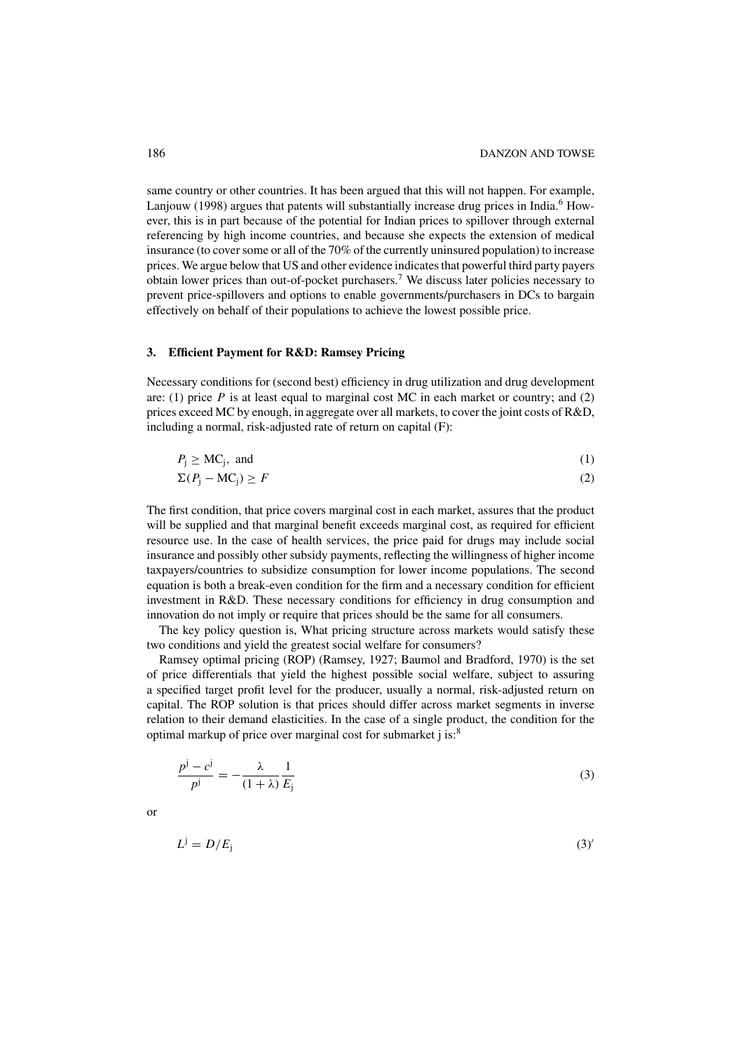same country or other countries. It has been argued that this will not happen. For example, Lanjouw (1998) argues that patents will substantially increase drug prices in India.[6] However, this is in part because of the potential for Indian prices to spillover through external referencing by high income countries, and because she expects the extension of medical insurance (to cover some or all of the 70% of the currently uninsured population) to increase prices. We argue below that US and other evidence indicates that powerful third party payers obtain lower prices than out-of-pocket purchasers.[7] We discuss later policies necessary to prevent price-spillovers and options to enable governments/purchasers in DCs to bargain effectively on behalf of their populations to achieve the lowest possible price.

## 3. Efficient Payment for R&D: Ramsey Pricing

Necessary conditions for (second best) efficiency in drug utilization and drug development are: (1) price $P$ is at least equal to marginal cost MC in each market or country; and (2) prices exceed MC by enough, in aggregate over all markets, to cover the joint costs of R&D, including a normal, risk-adjusted rate of return on capital (F):

$$P_j \geq \mathrm{MC}_j, \text{ and} \tag{1}$$

$$\Sigma(P_j - \mathrm{MC}_j) \geq F \tag{2}$$

The first condition, that price covers marginal cost in each market, assures that the product will be supplied and that marginal benefit exceeds marginal cost, as required for efficient resource use. In the case of health services, the price paid for drugs may include social insurance and possibly other subsidy payments, reflecting the willingness of higher income taxpayers/countries to subsidize consumption for lower income populations. The second equation is both a break-even condition for the firm and a necessary condition for efficient investment in R&D. These necessary conditions for efficiency in drug consumption and innovation do not imply or require that prices should be the same for all consumers.

The key policy question is, What pricing structure across markets would satisfy these two conditions and yield the greatest social welfare for consumers?

Ramsey optimal pricing (ROP) (Ramsey, 1927; Baumol and Bradford, 1970) is the set of price differentials that yield the highest possible social welfare, subject to assuring a specified target profit level for the producer, usually a normal, risk-adjusted return on capital. The ROP solution is that prices should differ across market segments in inverse relation to their demand elasticities. In the case of a single product, the condition for the optimal markup of price over marginal cost for submarket j is:[8]

$$\frac{p^j - c^j}{p^j} = -\frac{\lambda}{(1+\lambda)}\frac{1}{E_j} \tag{3}$$

or

$$L^j = D/E_j \tag{3$'$}$$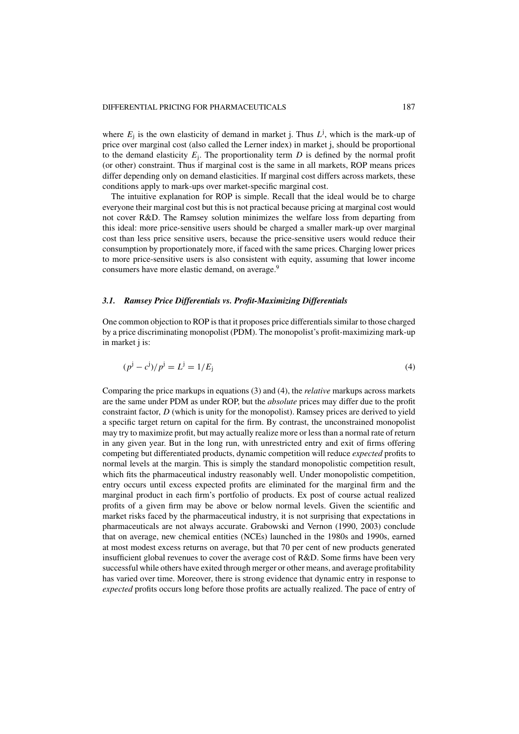where $E_j$ is the own elasticity of demand in market j. Thus $L^j$, which is the mark-up of price over marginal cost (also called the Lerner index) in market j, should be proportional to the demand elasticity $E_j$. The proportionality term $D$ is defined by the normal profit (or other) constraint. Thus if marginal cost is the same in all markets, ROP means prices differ depending only on demand elasticities. If marginal cost differs across markets, these conditions apply to mark-ups over market-specific marginal cost.

The intuitive explanation for ROP is simple. Recall that the ideal would be to charge everyone their marginal cost but this is not practical because pricing at marginal cost would not cover R&D. The Ramsey solution minimizes the welfare loss from departing from this ideal: more price-sensitive users should be charged a smaller mark-up over marginal cost than less price sensitive users, because the price-sensitive users would reduce their consumption by proportionately more, if faced with the same prices. Charging lower prices to more price-sensitive users is also consistent with equity, assuming that lower income consumers have more elastic demand, on average.[9]

### *3.1. Ramsey Price Differentials vs. Profit-Maximizing Differentials*

One common objection to ROP is that it proposes price differentials similar to those charged by a price discriminating monopolist (PDM). The monopolist's profit-maximizing mark-up in market j is:

$$(p^j - c^j)/p^j = L^j = 1/E_j \tag{4}$$

Comparing the price markups in equations (3) and (4), the *relative* markups across markets are the same under PDM as under ROP, but the *absolute* prices may differ due to the profit constraint factor, $D$ (which is unity for the monopolist). Ramsey prices are derived to yield a specific target return on capital for the firm. By contrast, the unconstrained monopolist may try to maximize profit, but may actually realize more or less than a normal rate of return in any given year. But in the long run, with unrestricted entry and exit of firms offering competing but differentiated products, dynamic competition will reduce *expected* profits to normal levels at the margin. This is simply the standard monopolistic competition result, which fits the pharmaceutical industry reasonably well. Under monopolistic competition, entry occurs until excess expected profits are eliminated for the marginal firm and the marginal product in each firm's portfolio of products. Ex post of course actual realized profits of a given firm may be above or below normal levels. Given the scientific and market risks faced by the pharmaceutical industry, it is not surprising that expectations in pharmaceuticals are not always accurate. Grabowski and Vernon (1990, 2003) conclude that on average, new chemical entities (NCEs) launched in the 1980s and 1990s, earned at most modest excess returns on average, but that 70 per cent of new products generated insufficient global revenues to cover the average cost of R&D. Some firms have been very successful while others have exited through merger or other means, and average profitability has varied over time. Moreover, there is strong evidence that dynamic entry in response to *expected* profits occurs long before those profits are actually realized. The pace of entry of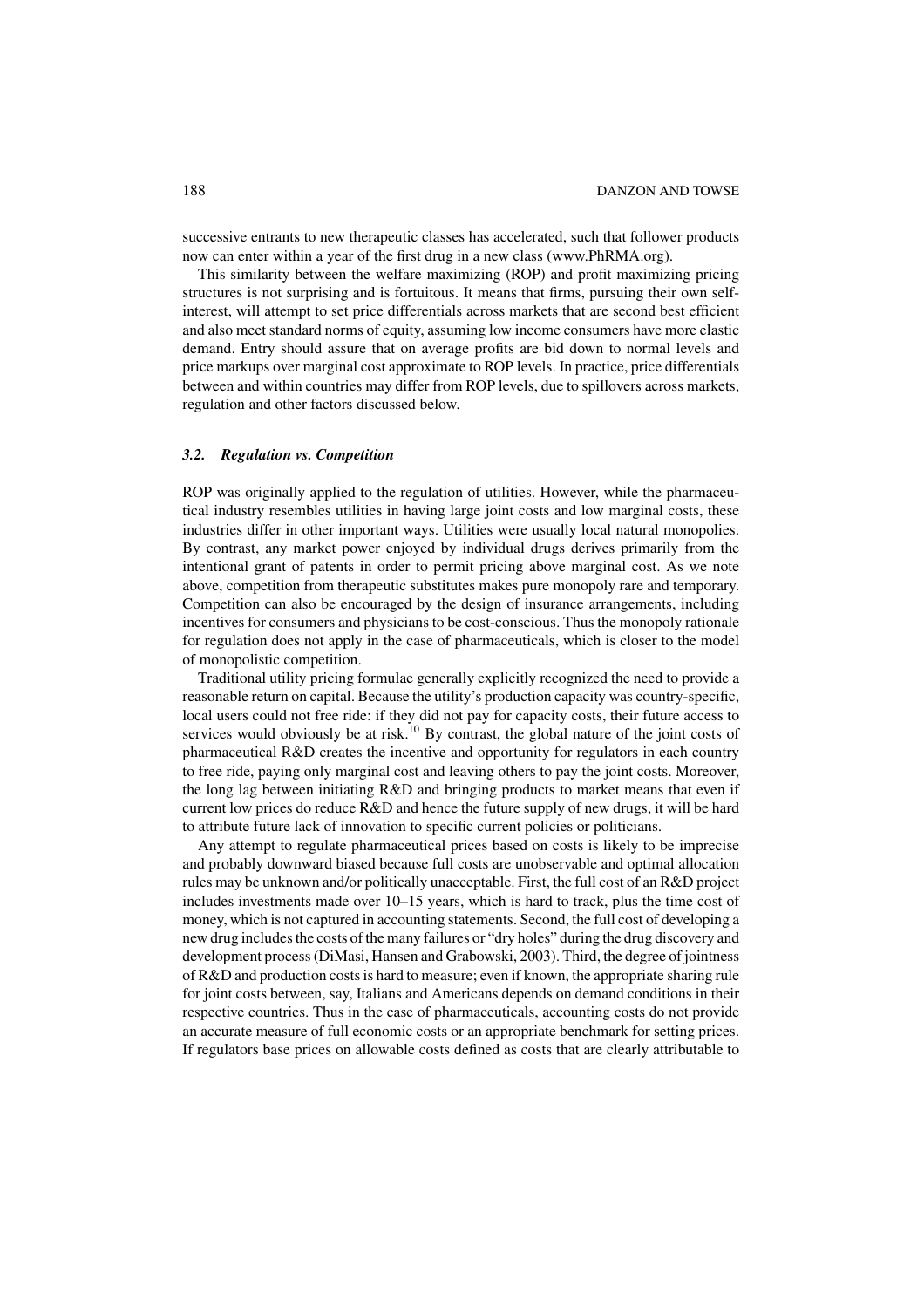successive entrants to new therapeutic classes has accelerated, such that follower products now can enter within a year of the first drug in a new class (www.PhRMA.org).

This similarity between the welfare maximizing (ROP) and profit maximizing pricing structures is not surprising and is fortuitous. It means that firms, pursuing their own self-interest, will attempt to set price differentials across markets that are second best efficient and also meet standard norms of equity, assuming low income consumers have more elastic demand. Entry should assure that on average profits are bid down to normal levels and price markups over marginal cost approximate to ROP levels. In practice, price differentials between and within countries may differ from ROP levels, due to spillovers across markets, regulation and other factors discussed below.

### *3.2. Regulation vs. Competition*

ROP was originally applied to the regulation of utilities. However, while the pharmaceutical industry resembles utilities in having large joint costs and low marginal costs, these industries differ in other important ways. Utilities were usually local natural monopolies. By contrast, any market power enjoyed by individual drugs derives primarily from the intentional grant of patents in order to permit pricing above marginal cost. As we note above, competition from therapeutic substitutes makes pure monopoly rare and temporary. Competition can also be encouraged by the design of insurance arrangements, including incentives for consumers and physicians to be cost-conscious. Thus the monopoly rationale for regulation does not apply in the case of pharmaceuticals, which is closer to the model of monopolistic competition.

Traditional utility pricing formulae generally explicitly recognized the need to provide a reasonable return on capital. Because the utility's production capacity was country-specific, local users could not free ride: if they did not pay for capacity costs, their future access to services would obviously be at risk.[10] By contrast, the global nature of the joint costs of pharmaceutical R&D creates the incentive and opportunity for regulators in each country to free ride, paying only marginal cost and leaving others to pay the joint costs. Moreover, the long lag between initiating R&D and bringing products to market means that even if current low prices do reduce R&D and hence the future supply of new drugs, it will be hard to attribute future lack of innovation to specific current policies or politicians.

Any attempt to regulate pharmaceutical prices based on costs is likely to be imprecise and probably downward biased because full costs are unobservable and optimal allocation rules may be unknown and/or politically unacceptable. First, the full cost of an R&D project includes investments made over 10–15 years, which is hard to track, plus the time cost of money, which is not captured in accounting statements. Second, the full cost of developing a new drug includes the costs of the many failures or "dry holes" during the drug discovery and development process (DiMasi, Hansen and Grabowski, 2003). Third, the degree of jointness of R&D and production costs is hard to measure; even if known, the appropriate sharing rule for joint costs between, say, Italians and Americans depends on demand conditions in their respective countries. Thus in the case of pharmaceuticals, accounting costs do not provide an accurate measure of full economic costs or an appropriate benchmark for setting prices. If regulators base prices on allowable costs defined as costs that are clearly attributable to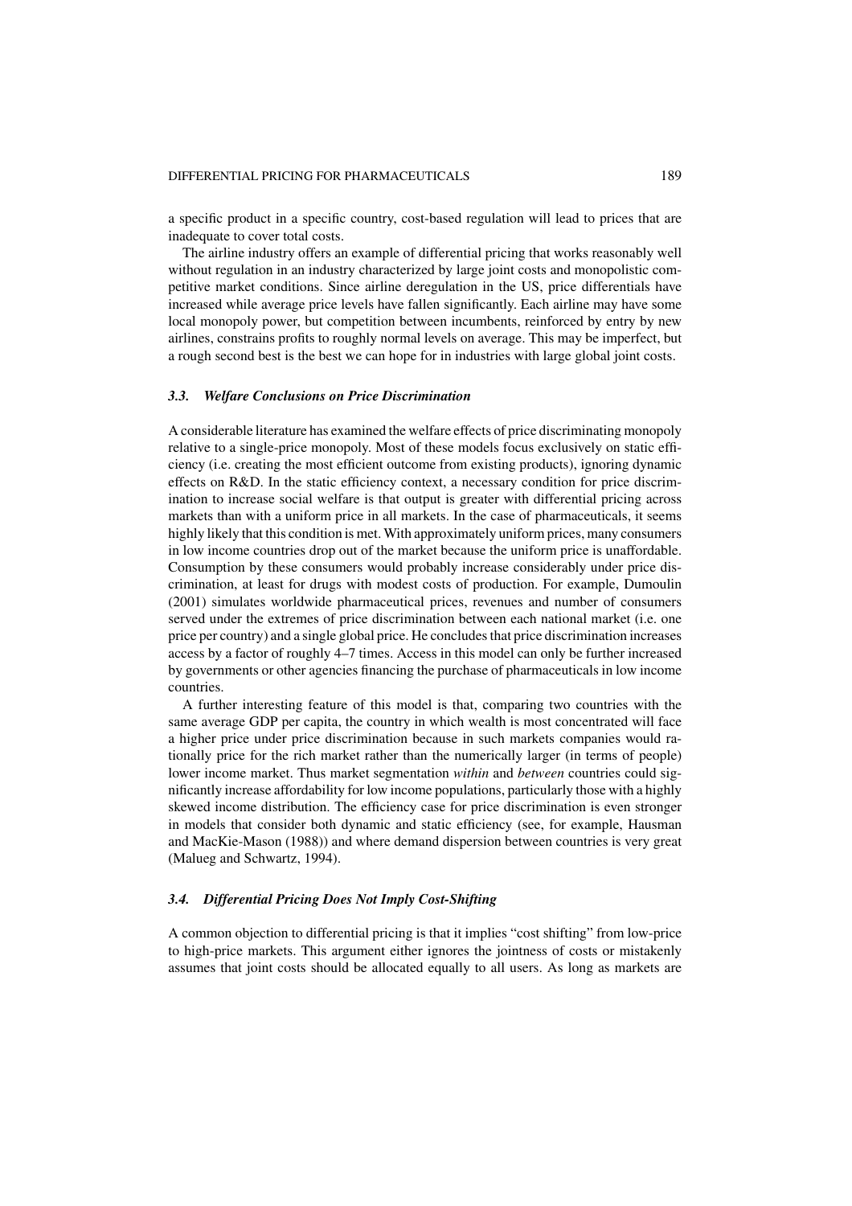a specific product in a specific country, cost-based regulation will lead to prices that are inadequate to cover total costs.

The airline industry offers an example of differential pricing that works reasonably well without regulation in an industry characterized by large joint costs and monopolistic competitive market conditions. Since airline deregulation in the US, price differentials have increased while average price levels have fallen significantly. Each airline may have some local monopoly power, but competition between incumbents, reinforced by entry by new airlines, constrains profits to roughly normal levels on average. This may be imperfect, but a rough second best is the best we can hope for in industries with large global joint costs.

### *3.3. Welfare Conclusions on Price Discrimination*

A considerable literature has examined the welfare effects of price discriminating monopoly relative to a single-price monopoly. Most of these models focus exclusively on static efficiency (i.e. creating the most efficient outcome from existing products), ignoring dynamic effects on R&D. In the static efficiency context, a necessary condition for price discrimination to increase social welfare is that output is greater with differential pricing across markets than with a uniform price in all markets. In the case of pharmaceuticals, it seems highly likely that this condition is met. With approximately uniform prices, many consumers in low income countries drop out of the market because the uniform price is unaffordable. Consumption by these consumers would probably increase considerably under price discrimination, at least for drugs with modest costs of production. For example, Dumoulin (2001) simulates worldwide pharmaceutical prices, revenues and number of consumers served under the extremes of price discrimination between each national market (i.e. one price per country) and a single global price. He concludes that price discrimination increases access by a factor of roughly 4–7 times. Access in this model can only be further increased by governments or other agencies financing the purchase of pharmaceuticals in low income countries.

A further interesting feature of this model is that, comparing two countries with the same average GDP per capita, the country in which wealth is most concentrated will face a higher price under price discrimination because in such markets companies would rationally price for the rich market rather than the numerically larger (in terms of people) lower income market. Thus market segmentation *within* and *between* countries could significantly increase affordability for low income populations, particularly those with a highly skewed income distribution. The efficiency case for price discrimination is even stronger in models that consider both dynamic and static efficiency (see, for example, Hausman and MacKie-Mason (1988)) and where demand dispersion between countries is very great (Malueg and Schwartz, 1994).

### *3.4. Differential Pricing Does Not Imply Cost-Shifting*

A common objection to differential pricing is that it implies "cost shifting" from low-price to high-price markets. This argument either ignores the jointness of costs or mistakenly assumes that joint costs should be allocated equally to all users. As long as markets are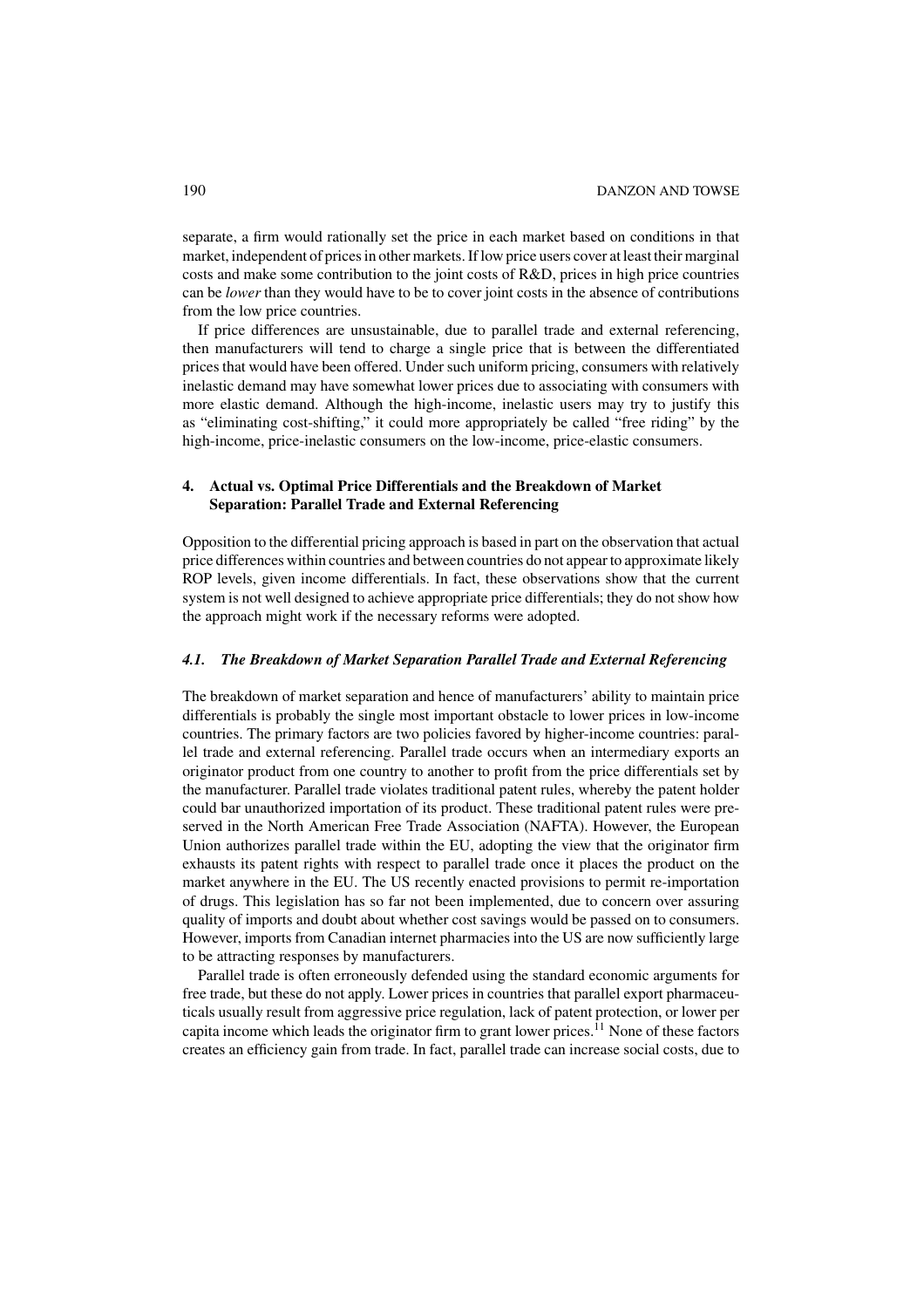separate, a firm would rationally set the price in each market based on conditions in that market, independent of prices in other markets. If low price users cover at least their marginal costs and make some contribution to the joint costs of R&D, prices in high price countries can be *lower* than they would have to be to cover joint costs in the absence of contributions from the low price countries.

If price differences are unsustainable, due to parallel trade and external referencing, then manufacturers will tend to charge a single price that is between the differentiated prices that would have been offered. Under such uniform pricing, consumers with relatively inelastic demand may have somewhat lower prices due to associating with consumers with more elastic demand. Although the high-income, inelastic users may try to justify this as "eliminating cost-shifting," it could more appropriately be called "free riding" by the high-income, price-inelastic consumers on the low-income, price-elastic consumers.

## 4. Actual vs. Optimal Price Differentials and the Breakdown of Market Separation: Parallel Trade and External Referencing

Opposition to the differential pricing approach is based in part on the observation that actual price differences within countries and between countries do not appear to approximate likely ROP levels, given income differentials. In fact, these observations show that the current system is not well designed to achieve appropriate price differentials; they do not show how the approach might work if the necessary reforms were adopted.

### *4.1. The Breakdown of Market Separation Parallel Trade and External Referencing*

The breakdown of market separation and hence of manufacturers' ability to maintain price differentials is probably the single most important obstacle to lower prices in low-income countries. The primary factors are two policies favored by higher-income countries: parallel trade and external referencing. Parallel trade occurs when an intermediary exports an originator product from one country to another to profit from the price differentials set by the manufacturer. Parallel trade violates traditional patent rules, whereby the patent holder could bar unauthorized importation of its product. These traditional patent rules were preserved in the North American Free Trade Association (NAFTA). However, the European Union authorizes parallel trade within the EU, adopting the view that the originator firm exhausts its patent rights with respect to parallel trade once it places the product on the market anywhere in the EU. The US recently enacted provisions to permit re-importation of drugs. This legislation has so far not been implemented, due to concern over assuring quality of imports and doubt about whether cost savings would be passed on to consumers. However, imports from Canadian internet pharmacies into the US are now sufficiently large to be attracting responses by manufacturers.

Parallel trade is often erroneously defended using the standard economic arguments for free trade, but these do not apply. Lower prices in countries that parallel export pharmaceuticals usually result from aggressive price regulation, lack of patent protection, or lower per capita income which leads the originator firm to grant lower prices.[11] None of these factors creates an efficiency gain from trade. In fact, parallel trade can increase social costs, due to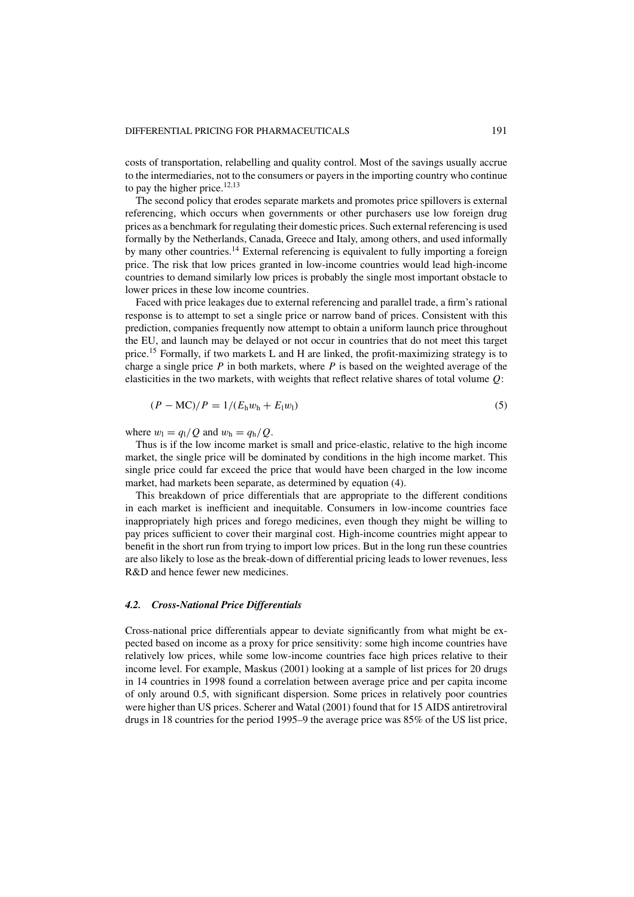costs of transportation, relabelling and quality control. Most of the savings usually accrue to the intermediaries, not to the consumers or payers in the importing country who continue to pay the higher price.[12,13]

The second policy that erodes separate markets and promotes price spillovers is external referencing, which occurs when governments or other purchasers use low foreign drug prices as a benchmark for regulating their domestic prices. Such external referencing is used formally by the Netherlands, Canada, Greece and Italy, among others, and used informally by many other countries.[14] External referencing is equivalent to fully importing a foreign price. The risk that low prices granted in low-income countries would lead high-income countries to demand similarly low prices is probably the single most important obstacle to lower prices in these low income countries.

Faced with price leakages due to external referencing and parallel trade, a firm's rational response is to attempt to set a single price or narrow band of prices. Consistent with this prediction, companies frequently now attempt to obtain a uniform launch price throughout the EU, and launch may be delayed or not occur in countries that do not meet this target price.[15] Formally, if two markets L and H are linked, the profit-maximizing strategy is to charge a single price $P$ in both markets, where $P$ is based on the weighted average of the elasticities in the two markets, with weights that reflect relative shares of total volume $Q$:

$$(P - \mathrm{MC})/P = 1/(E_{\mathrm{h}} w_{\mathrm{h}} + E_{\mathrm{l}} w_{\mathrm{l}}) \tag{5}$$

where $w_{\mathrm{l}} = q_{\mathrm{l}}/Q$ and $w_{\mathrm{h}} = q_{\mathrm{h}}/Q$.

Thus is if the low income market is small and price-elastic, relative to the high income market, the single price will be dominated by conditions in the high income market. This single price could far exceed the price that would have been charged in the low income market, had markets been separate, as determined by equation (4).

This breakdown of price differentials that are appropriate to the different conditions in each market is inefficient and inequitable. Consumers in low-income countries face inappropriately high prices and forego medicines, even though they might be willing to pay prices sufficient to cover their marginal cost. High-income countries might appear to benefit in the short run from trying to import low prices. But in the long run these countries are also likely to lose as the break-down of differential pricing leads to lower revenues, less R&D and hence fewer new medicines.

### *4.2. Cross-National Price Differentials*

Cross-national price differentials appear to deviate significantly from what might be expected based on income as a proxy for price sensitivity: some high income countries have relatively low prices, while some low-income countries face high prices relative to their income level. For example, Maskus (2001) looking at a sample of list prices for 20 drugs in 14 countries in 1998 found a correlation between average price and per capita income of only around 0.5, with significant dispersion. Some prices in relatively poor countries were higher than US prices. Scherer and Watal (2001) found that for 15 AIDS antiretroviral drugs in 18 countries for the period 1995–9 the average price was 85% of the US list price,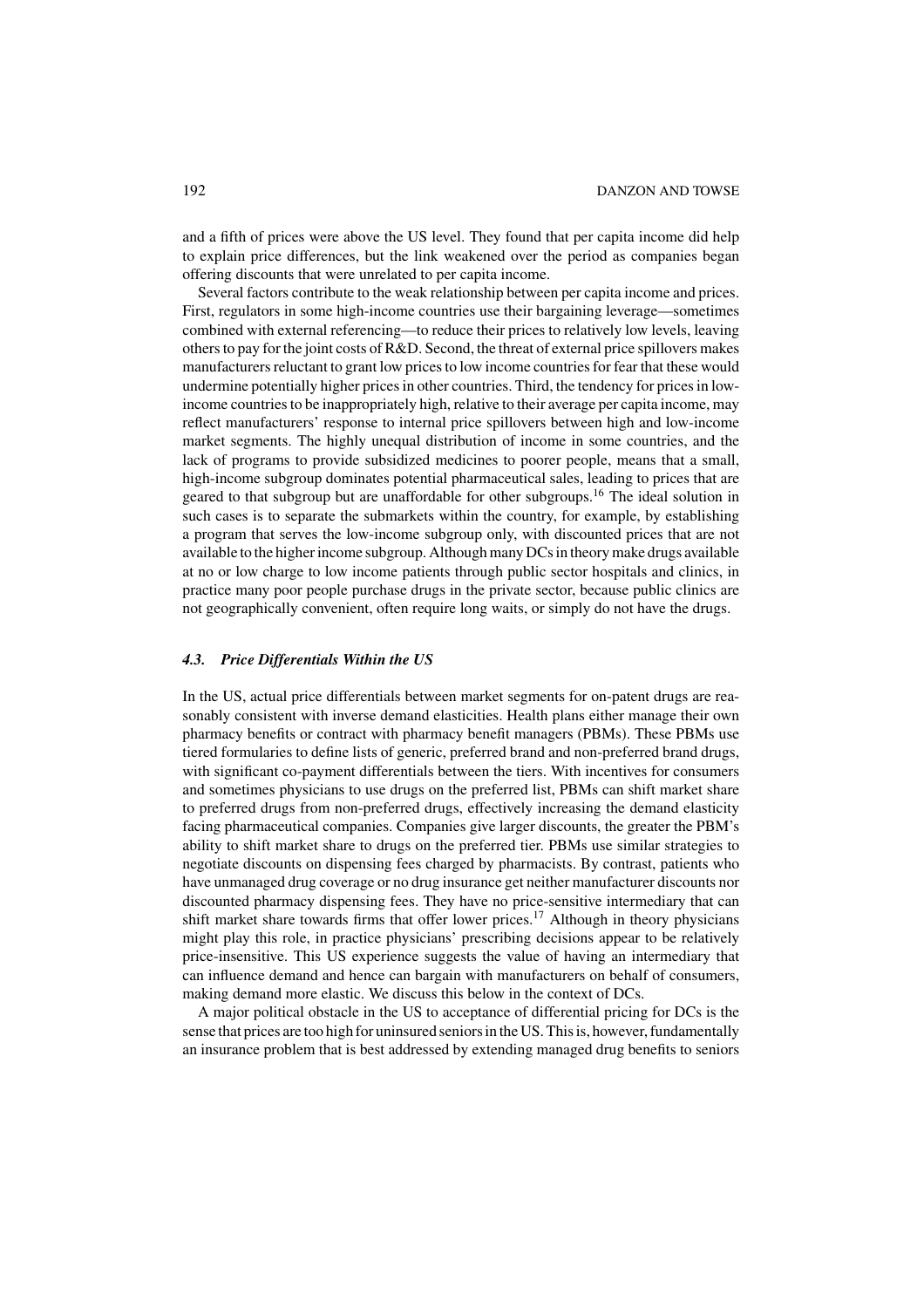and a fifth of prices were above the US level. They found that per capita income did help to explain price differences, but the link weakened over the period as companies began offering discounts that were unrelated to per capita income.

Several factors contribute to the weak relationship between per capita income and prices. First, regulators in some high-income countries use their bargaining leverage—sometimes combined with external referencing—to reduce their prices to relatively low levels, leaving others to pay for the joint costs of R&D. Second, the threat of external price spillovers makes manufacturers reluctant to grant low prices to low income countries for fear that these would undermine potentially higher prices in other countries. Third, the tendency for prices in low-income countries to be inappropriately high, relative to their average per capita income, may reflect manufacturers' response to internal price spillovers between high and low-income market segments. The highly unequal distribution of income in some countries, and the lack of programs to provide subsidized medicines to poorer people, means that a small, high-income subgroup dominates potential pharmaceutical sales, leading to prices that are geared to that subgroup but are unaffordable for other subgroups.[16] The ideal solution in such cases is to separate the submarkets within the country, for example, by establishing a program that serves the low-income subgroup only, with discounted prices that are not available to the higher income subgroup. Although many DCs in theory make drugs available at no or low charge to low income patients through public sector hospitals and clinics, in practice many poor people purchase drugs in the private sector, because public clinics are not geographically convenient, often require long waits, or simply do not have the drugs.

### *4.3. Price Differentials Within the US*

In the US, actual price differentials between market segments for on-patent drugs are reasonably consistent with inverse demand elasticities. Health plans either manage their own pharmacy benefits or contract with pharmacy benefit managers (PBMs). These PBMs use tiered formularies to define lists of generic, preferred brand and non-preferred brand drugs, with significant co-payment differentials between the tiers. With incentives for consumers and sometimes physicians to use drugs on the preferred list, PBMs can shift market share to preferred drugs from non-preferred drugs, effectively increasing the demand elasticity facing pharmaceutical companies. Companies give larger discounts, the greater the PBM's ability to shift market share to drugs on the preferred tier. PBMs use similar strategies to negotiate discounts on dispensing fees charged by pharmacists. By contrast, patients who have unmanaged drug coverage or no drug insurance get neither manufacturer discounts nor discounted pharmacy dispensing fees. They have no price-sensitive intermediary that can shift market share towards firms that offer lower prices.[17] Although in theory physicians might play this role, in practice physicians' prescribing decisions appear to be relatively price-insensitive. This US experience suggests the value of having an intermediary that can influence demand and hence can bargain with manufacturers on behalf of consumers, making demand more elastic. We discuss this below in the context of DCs.

A major political obstacle in the US to acceptance of differential pricing for DCs is the sense that prices are too high for uninsured seniors in the US. This is, however, fundamentally an insurance problem that is best addressed by extending managed drug benefits to seniors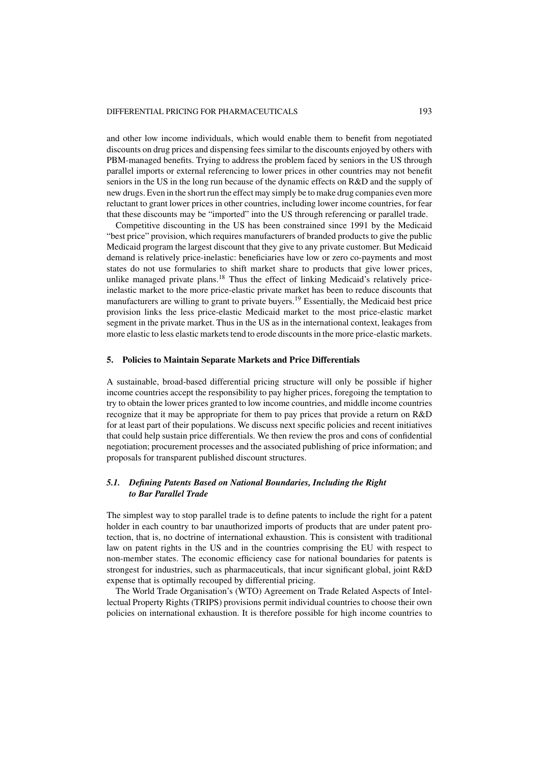and other low income individuals, which would enable them to benefit from negotiated discounts on drug prices and dispensing fees similar to the discounts enjoyed by others with PBM-managed benefits. Trying to address the problem faced by seniors in the US through parallel imports or external referencing to lower prices in other countries may not benefit seniors in the US in the long run because of the dynamic effects on R&D and the supply of new drugs. Even in the short run the effect may simply be to make drug companies even more reluctant to grant lower prices in other countries, including lower income countries, for fear that these discounts may be "imported" into the US through referencing or parallel trade.

Competitive discounting in the US has been constrained since 1991 by the Medicaid "best price" provision, which requires manufacturers of branded products to give the public Medicaid program the largest discount that they give to any private customer. But Medicaid demand is relatively price-inelastic: beneficiaries have low or zero co-payments and most states do not use formularies to shift market share to products that give lower prices, unlike managed private plans.[18] Thus the effect of linking Medicaid's relatively price-inelastic market to the more price-elastic private market has been to reduce discounts that manufacturers are willing to grant to private buyers.[19] Essentially, the Medicaid best price provision links the less price-elastic Medicaid market to the most price-elastic market segment in the private market. Thus in the US as in the international context, leakages from more elastic to less elastic markets tend to erode discounts in the more price-elastic markets.

## 5. Policies to Maintain Separate Markets and Price Differentials

A sustainable, broad-based differential pricing structure will only be possible if higher income countries accept the responsibility to pay higher prices, foregoing the temptation to try to obtain the lower prices granted to low income countries, and middle income countries recognize that it may be appropriate for them to pay prices that provide a return on R&D for at least part of their populations. We discuss next specific policies and recent initiatives that could help sustain price differentials. We then review the pros and cons of confidential negotiation; procurement processes and the associated publishing of price information; and proposals for transparent published discount structures.

### *5.1. Defining Patents Based on National Boundaries, Including the Right to Bar Parallel Trade*

The simplest way to stop parallel trade is to define patents to include the right for a patent holder in each country to bar unauthorized imports of products that are under patent protection, that is, no doctrine of international exhaustion. This is consistent with traditional law on patent rights in the US and in the countries comprising the EU with respect to non-member states. The economic efficiency case for national boundaries for patents is strongest for industries, such as pharmaceuticals, that incur significant global, joint R&D expense that is optimally recouped by differential pricing.

The World Trade Organisation's (WTO) Agreement on Trade Related Aspects of Intellectual Property Rights (TRIPS) provisions permit individual countries to choose their own policies on international exhaustion. It is therefore possible for high income countries to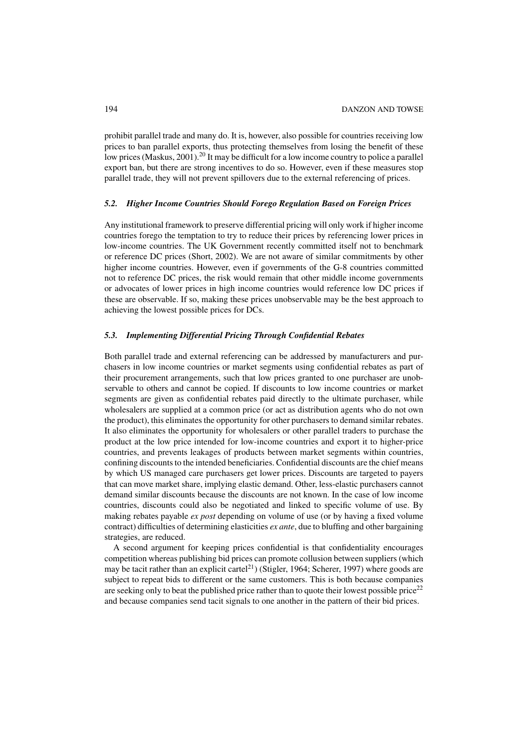prohibit parallel trade and many do. It is, however, also possible for countries receiving low prices to ban parallel exports, thus protecting themselves from losing the benefit of these low prices (Maskus, 2001).[20] It may be difficult for a low income country to police a parallel export ban, but there are strong incentives to do so. However, even if these measures stop parallel trade, they will not prevent spillovers due to the external referencing of prices.

### *5.2. Higher Income Countries Should Forego Regulation Based on Foreign Prices*

Any institutional framework to preserve differential pricing will only work if higher income countries forego the temptation to try to reduce their prices by referencing lower prices in low-income countries. The UK Government recently committed itself not to benchmark or reference DC prices (Short, 2002). We are not aware of similar commitments by other higher income countries. However, even if governments of the G-8 countries committed not to reference DC prices, the risk would remain that other middle income governments or advocates of lower prices in high income countries would reference low DC prices if these are observable. If so, making these prices unobservable may be the best approach to achieving the lowest possible prices for DCs.

### *5.3. Implementing Differential Pricing Through Confidential Rebates*

Both parallel trade and external referencing can be addressed by manufacturers and purchasers in low income countries or market segments using confidential rebates as part of their procurement arrangements, such that low prices granted to one purchaser are unobservable to others and cannot be copied. If discounts to low income countries or market segments are given as confidential rebates paid directly to the ultimate purchaser, while wholesalers are supplied at a common price (or act as distribution agents who do not own the product), this eliminates the opportunity for other purchasers to demand similar rebates. It also eliminates the opportunity for wholesalers or other parallel traders to purchase the product at the low price intended for low-income countries and export it to higher-price countries, and prevents leakages of products between market segments within countries, confining discounts to the intended beneficiaries. Confidential discounts are the chief means by which US managed care purchasers get lower prices. Discounts are targeted to payers that can move market share, implying elastic demand. Other, less-elastic purchasers cannot demand similar discounts because the discounts are not known. In the case of low income countries, discounts could also be negotiated and linked to specific volume of use. By making rebates payable *ex post* depending on volume of use (or by having a fixed volume contract) difficulties of determining elasticities *ex ante*, due to bluffing and other bargaining strategies, are reduced.

A second argument for keeping prices confidential is that confidentiality encourages competition whereas publishing bid prices can promote collusion between suppliers (which may be tacit rather than an explicit cartel[21]) (Stigler, 1964; Scherer, 1997) where goods are subject to repeat bids to different or the same customers. This is both because companies are seeking only to beat the published price rather than to quote their lowest possible price[22] and because companies send tacit signals to one another in the pattern of their bid prices.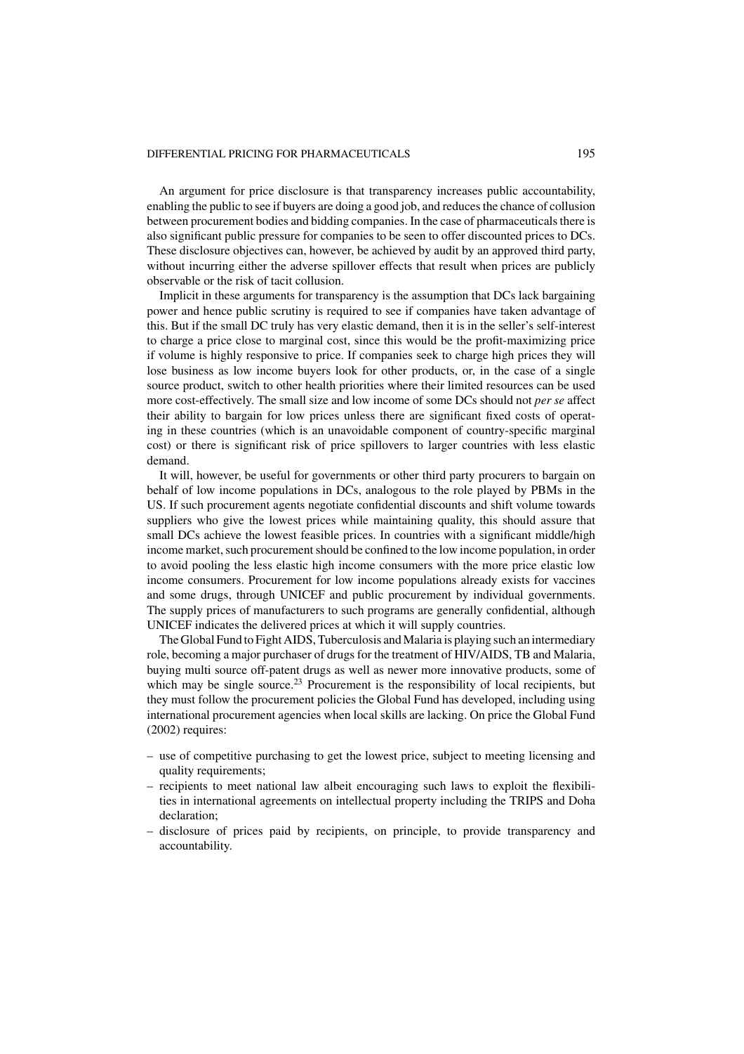An argument for price disclosure is that transparency increases public accountability, enabling the public to see if buyers are doing a good job, and reduces the chance of collusion between procurement bodies and bidding companies. In the case of pharmaceuticals there is also significant public pressure for companies to be seen to offer discounted prices to DCs. These disclosure objectives can, however, be achieved by audit by an approved third party, without incurring either the adverse spillover effects that result when prices are publicly observable or the risk of tacit collusion.

Implicit in these arguments for transparency is the assumption that DCs lack bargaining power and hence public scrutiny is required to see if companies have taken advantage of this. But if the small DC truly has very elastic demand, then it is in the seller's self-interest to charge a price close to marginal cost, since this would be the profit-maximizing price if volume is highly responsive to price. If companies seek to charge high prices they will lose business as low income buyers look for other products, or, in the case of a single source product, switch to other health priorities where their limited resources can be used more cost-effectively. The small size and low income of some DCs should not *per se* affect their ability to bargain for low prices unless there are significant fixed costs of operating in these countries (which is an unavoidable component of country-specific marginal cost) or there is significant risk of price spillovers to larger countries with less elastic demand.

It will, however, be useful for governments or other third party procurers to bargain on behalf of low income populations in DCs, analogous to the role played by PBMs in the US. If such procurement agents negotiate confidential discounts and shift volume towards suppliers who give the lowest prices while maintaining quality, this should assure that small DCs achieve the lowest feasible prices. In countries with a significant middle/high income market, such procurement should be confined to the low income population, in order to avoid pooling the less elastic high income consumers with the more price elastic low income consumers. Procurement for low income populations already exists for vaccines and some drugs, through UNICEF and public procurement by individual governments. The supply prices of manufacturers to such programs are generally confidential, although UNICEF indicates the delivered prices at which it will supply countries.

The Global Fund to Fight AIDS, Tuberculosis and Malaria is playing such an intermediary role, becoming a major purchaser of drugs for the treatment of HIV/AIDS, TB and Malaria, buying multi source off-patent drugs as well as newer more innovative products, some of which may be single source.[23] Procurement is the responsibility of local recipients, but they must follow the procurement policies the Global Fund has developed, including using international procurement agencies when local skills are lacking. On price the Global Fund (2002) requires:

- use of competitive purchasing to get the lowest price, subject to meeting licensing and quality requirements;
- recipients to meet national law albeit encouraging such laws to exploit the flexibilities in international agreements on intellectual property including the TRIPS and Doha declaration;
- disclosure of prices paid by recipients, on principle, to provide transparency and accountability.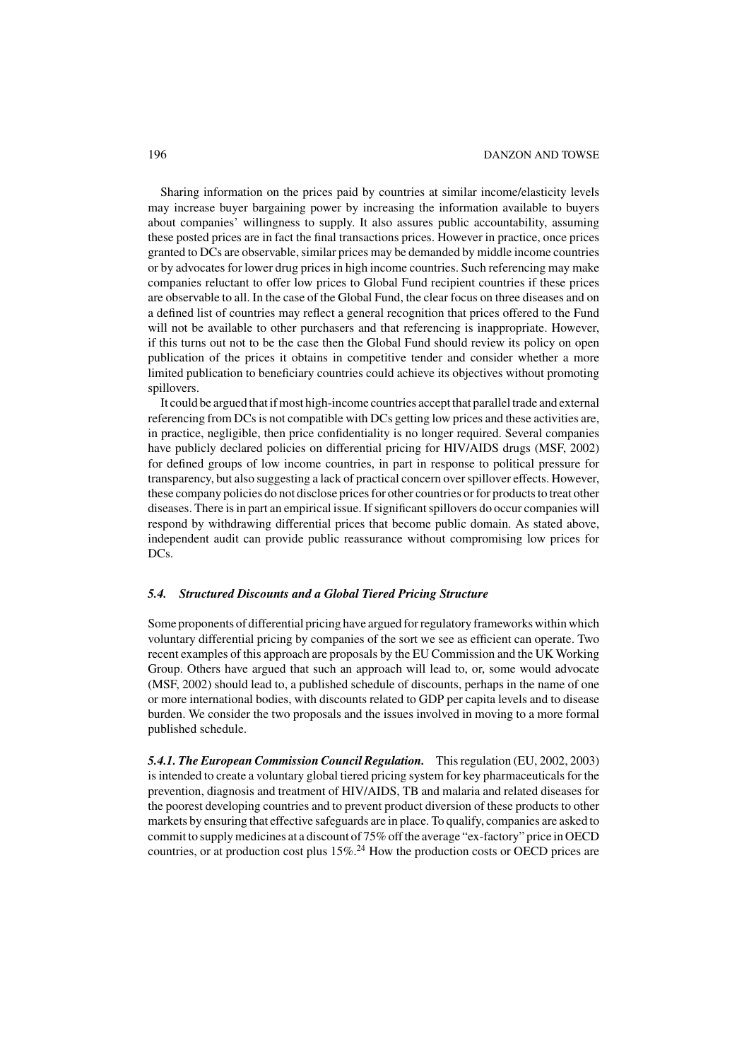Sharing information on the prices paid by countries at similar income/elasticity levels may increase buyer bargaining power by increasing the information available to buyers about companies' willingness to supply. It also assures public accountability, assuming these posted prices are in fact the final transactions prices. However in practice, once prices granted to DCs are observable, similar prices may be demanded by middle income countries or by advocates for lower drug prices in high income countries. Such referencing may make companies reluctant to offer low prices to Global Fund recipient countries if these prices are observable to all. In the case of the Global Fund, the clear focus on three diseases and on a defined list of countries may reflect a general recognition that prices offered to the Fund will not be available to other purchasers and that referencing is inappropriate. However, if this turns out not to be the case then the Global Fund should review its policy on open publication of the prices it obtains in competitive tender and consider whether a more limited publication to beneficiary countries could achieve its objectives without promoting spillovers.

It could be argued that if most high-income countries accept that parallel trade and external referencing from DCs is not compatible with DCs getting low prices and these activities are, in practice, negligible, then price confidentiality is no longer required. Several companies have publicly declared policies on differential pricing for HIV/AIDS drugs (MSF, 2002) for defined groups of low income countries, in part in response to political pressure for transparency, but also suggesting a lack of practical concern over spillover effects. However, these company policies do not disclose prices for other countries or for products to treat other diseases. There is in part an empirical issue. If significant spillovers do occur companies will respond by withdrawing differential prices that become public domain. As stated above, independent audit can provide public reassurance without compromising low prices for DCs.

### *5.4. Structured Discounts and a Global Tiered Pricing Structure*

Some proponents of differential pricing have argued for regulatory frameworks within which voluntary differential pricing by companies of the sort we see as efficient can operate. Two recent examples of this approach are proposals by the EU Commission and the UK Working Group. Others have argued that such an approach will lead to, or, some would advocate (MSF, 2002) should lead to, a published schedule of discounts, perhaps in the name of one or more international bodies, with discounts related to GDP per capita levels and to disease burden. We consider the two proposals and the issues involved in moving to a more formal published schedule.

***5.4.1. The European Commission Council Regulation.*** This regulation (EU, 2002, 2003) is intended to create a voluntary global tiered pricing system for key pharmaceuticals for the prevention, diagnosis and treatment of HIV/AIDS, TB and malaria and related diseases for the poorest developing countries and to prevent product diversion of these products to other markets by ensuring that effective safeguards are in place. To qualify, companies are asked to commit to supply medicines at a discount of 75% off the average "ex-factory" price in OECD countries, or at production cost plus 15%.[24] How the production costs or OECD prices are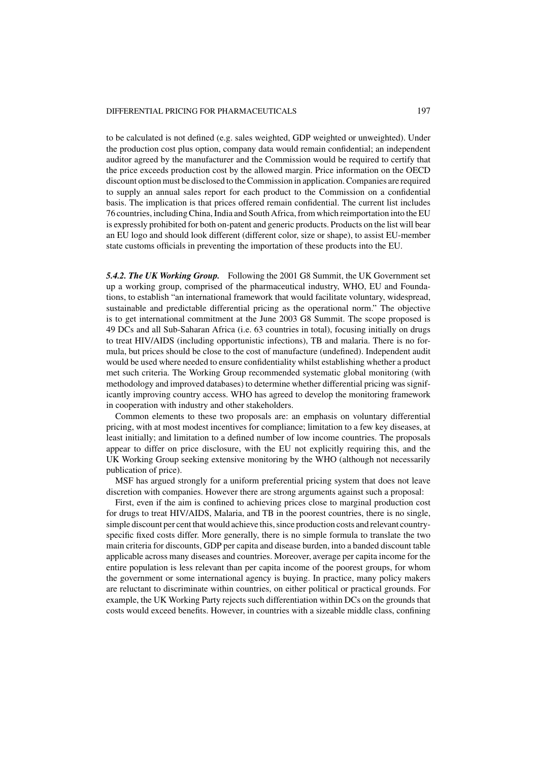to be calculated is not defined (e.g. sales weighted, GDP weighted or unweighted). Under the production cost plus option, company data would remain confidential; an independent auditor agreed by the manufacturer and the Commission would be required to certify that the price exceeds production cost by the allowed margin. Price information on the OECD discount option must be disclosed to the Commission in application. Companies are required to supply an annual sales report for each product to the Commission on a confidential basis. The implication is that prices offered remain confidential. The current list includes 76 countries, including China, India and South Africa, from which reimportation into the EU is expressly prohibited for both on-patent and generic products. Products on the list will bear an EU logo and should look different (different color, size or shape), to assist EU-member state customs officials in preventing the importation of these products into the EU.

***5.4.2. The UK Working Group.*** Following the 2001 G8 Summit, the UK Government set up a working group, comprised of the pharmaceutical industry, WHO, EU and Foundations, to establish "an international framework that would facilitate voluntary, widespread, sustainable and predictable differential pricing as the operational norm." The objective is to get international commitment at the June 2003 G8 Summit. The scope proposed is 49 DCs and all Sub-Saharan Africa (i.e. 63 countries in total), focusing initially on drugs to treat HIV/AIDS (including opportunistic infections), TB and malaria. There is no formula, but prices should be close to the cost of manufacture (undefined). Independent audit would be used where needed to ensure confidentiality whilst establishing whether a product met such criteria. The Working Group recommended systematic global monitoring (with methodology and improved databases) to determine whether differential pricing was significantly improving country access. WHO has agreed to develop the monitoring framework in cooperation with industry and other stakeholders.

Common elements to these two proposals are: an emphasis on voluntary differential pricing, with at most modest incentives for compliance; limitation to a few key diseases, at least initially; and limitation to a defined number of low income countries. The proposals appear to differ on price disclosure, with the EU not explicitly requiring this, and the UK Working Group seeking extensive monitoring by the WHO (although not necessarily publication of price).

MSF has argued strongly for a uniform preferential pricing system that does not leave discretion with companies. However there are strong arguments against such a proposal:

First, even if the aim is confined to achieving prices close to marginal production cost for drugs to treat HIV/AIDS, Malaria, and TB in the poorest countries, there is no single, simple discount per cent that would achieve this, since production costs and relevant country-specific fixed costs differ. More generally, there is no simple formula to translate the two main criteria for discounts, GDP per capita and disease burden, into a banded discount table applicable across many diseases and countries. Moreover, average per capita income for the entire population is less relevant than per capita income of the poorest groups, for whom the government or some international agency is buying. In practice, many policy makers are reluctant to discriminate within countries, on either political or practical grounds. For example, the UK Working Party rejects such differentiation within DCs on the grounds that costs would exceed benefits. However, in countries with a sizeable middle class, confining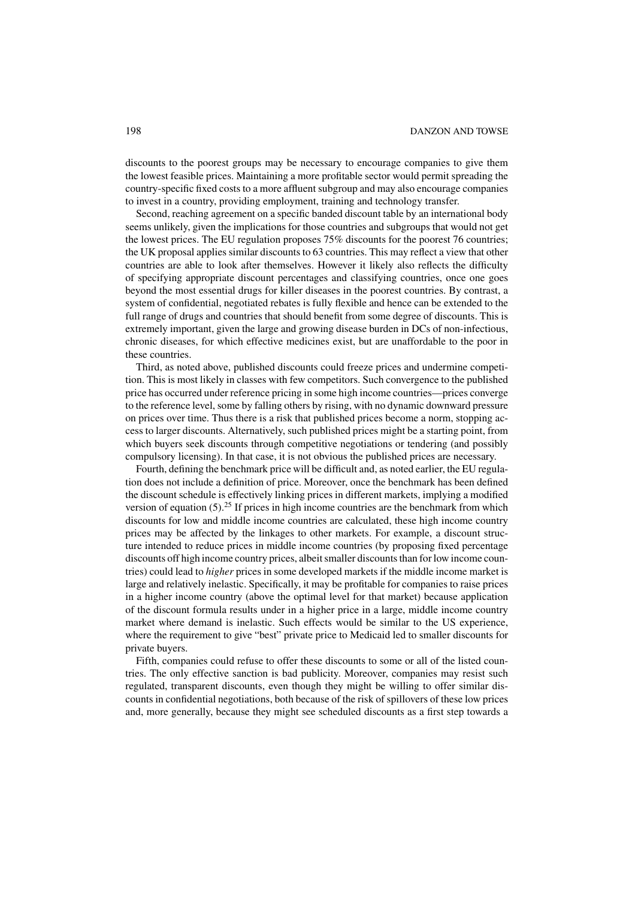discounts to the poorest groups may be necessary to encourage companies to give them the lowest feasible prices. Maintaining a more profitable sector would permit spreading the country-specific fixed costs to a more affluent subgroup and may also encourage companies to invest in a country, providing employment, training and technology transfer.

Second, reaching agreement on a specific banded discount table by an international body seems unlikely, given the implications for those countries and subgroups that would not get the lowest prices. The EU regulation proposes 75% discounts for the poorest 76 countries; the UK proposal applies similar discounts to 63 countries. This may reflect a view that other countries are able to look after themselves. However it likely also reflects the difficulty of specifying appropriate discount percentages and classifying countries, once one goes beyond the most essential drugs for killer diseases in the poorest countries. By contrast, a system of confidential, negotiated rebates is fully flexible and hence can be extended to the full range of drugs and countries that should benefit from some degree of discounts. This is extremely important, given the large and growing disease burden in DCs of non-infectious, chronic diseases, for which effective medicines exist, but are unaffordable to the poor in these countries.

Third, as noted above, published discounts could freeze prices and undermine competition. This is most likely in classes with few competitors. Such convergence to the published price has occurred under reference pricing in some high income countries—prices converge to the reference level, some by falling others by rising, with no dynamic downward pressure on prices over time. Thus there is a risk that published prices become a norm, stopping access to larger discounts. Alternatively, such published prices might be a starting point, from which buyers seek discounts through competitive negotiations or tendering (and possibly compulsory licensing). In that case, it is not obvious the published prices are necessary.

Fourth, defining the benchmark price will be difficult and, as noted earlier, the EU regulation does not include a definition of price. Moreover, once the benchmark has been defined the discount schedule is effectively linking prices in different markets, implying a modified version of equation (5).[25] If prices in high income countries are the benchmark from which discounts for low and middle income countries are calculated, these high income country prices may be affected by the linkages to other markets. For example, a discount structure intended to reduce prices in middle income countries (by proposing fixed percentage discounts off high income country prices, albeit smaller discounts than for low income countries) could lead to *higher* prices in some developed markets if the middle income market is large and relatively inelastic. Specifically, it may be profitable for companies to raise prices in a higher income country (above the optimal level for that market) because application of the discount formula results under in a higher price in a large, middle income country market where demand is inelastic. Such effects would be similar to the US experience, where the requirement to give "best" private price to Medicaid led to smaller discounts for private buyers.

Fifth, companies could refuse to offer these discounts to some or all of the listed countries. The only effective sanction is bad publicity. Moreover, companies may resist such regulated, transparent discounts, even though they might be willing to offer similar discounts in confidential negotiations, both because of the risk of spillovers of these low prices and, more generally, because they might see scheduled discounts as a first step towards a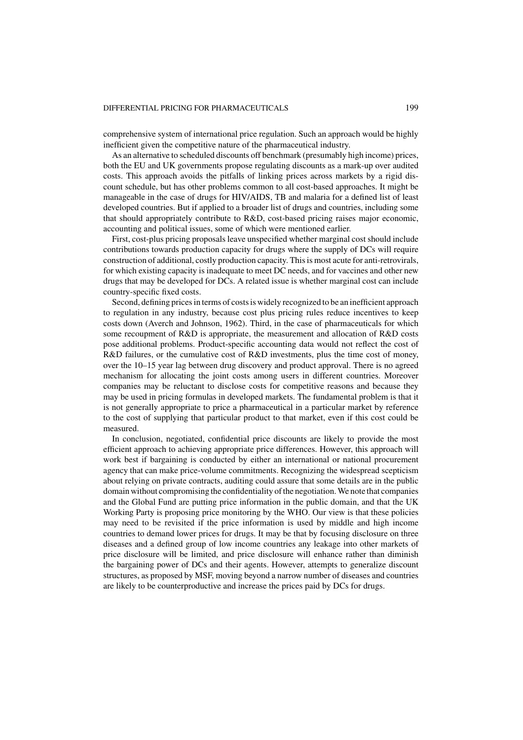comprehensive system of international price regulation. Such an approach would be highly inefficient given the competitive nature of the pharmaceutical industry.

As an alternative to scheduled discounts off benchmark (presumably high income) prices, both the EU and UK governments propose regulating discounts as a mark-up over audited costs. This approach avoids the pitfalls of linking prices across markets by a rigid discount schedule, but has other problems common to all cost-based approaches. It might be manageable in the case of drugs for HIV/AIDS, TB and malaria for a defined list of least developed countries. But if applied to a broader list of drugs and countries, including some that should appropriately contribute to R&D, cost-based pricing raises major economic, accounting and political issues, some of which were mentioned earlier.

First, cost-plus pricing proposals leave unspecified whether marginal cost should include contributions towards production capacity for drugs where the supply of DCs will require construction of additional, costly production capacity. This is most acute for anti-retrovirals, for which existing capacity is inadequate to meet DC needs, and for vaccines and other new drugs that may be developed for DCs. A related issue is whether marginal cost can include country-specific fixed costs.

Second, defining prices in terms of costs is widely recognized to be an inefficient approach to regulation in any industry, because cost plus pricing rules reduce incentives to keep costs down (Averch and Johnson, 1962). Third, in the case of pharmaceuticals for which some recoupment of R&D is appropriate, the measurement and allocation of R&D costs pose additional problems. Product-specific accounting data would not reflect the cost of R&D failures, or the cumulative cost of R&D investments, plus the time cost of money, over the 10–15 year lag between drug discovery and product approval. There is no agreed mechanism for allocating the joint costs among users in different countries. Moreover companies may be reluctant to disclose costs for competitive reasons and because they may be used in pricing formulas in developed markets. The fundamental problem is that it is not generally appropriate to price a pharmaceutical in a particular market by reference to the cost of supplying that particular product to that market, even if this cost could be measured.

In conclusion, negotiated, confidential price discounts are likely to provide the most efficient approach to achieving appropriate price differences. However, this approach will work best if bargaining is conducted by either an international or national procurement agency that can make price-volume commitments. Recognizing the widespread scepticism about relying on private contracts, auditing could assure that some details are in the public domain without compromising the confidentiality of the negotiation. We note that companies and the Global Fund are putting price information in the public domain, and that the UK Working Party is proposing price monitoring by the WHO. Our view is that these policies may need to be revisited if the price information is used by middle and high income countries to demand lower prices for drugs. It may be that by focusing disclosure on three diseases and a defined group of low income countries any leakage into other markets of price disclosure will be limited, and price disclosure will enhance rather than diminish the bargaining power of DCs and their agents. However, attempts to generalize discount structures, as proposed by MSF, moving beyond a narrow number of diseases and countries are likely to be counterproductive and increase the prices paid by DCs for drugs.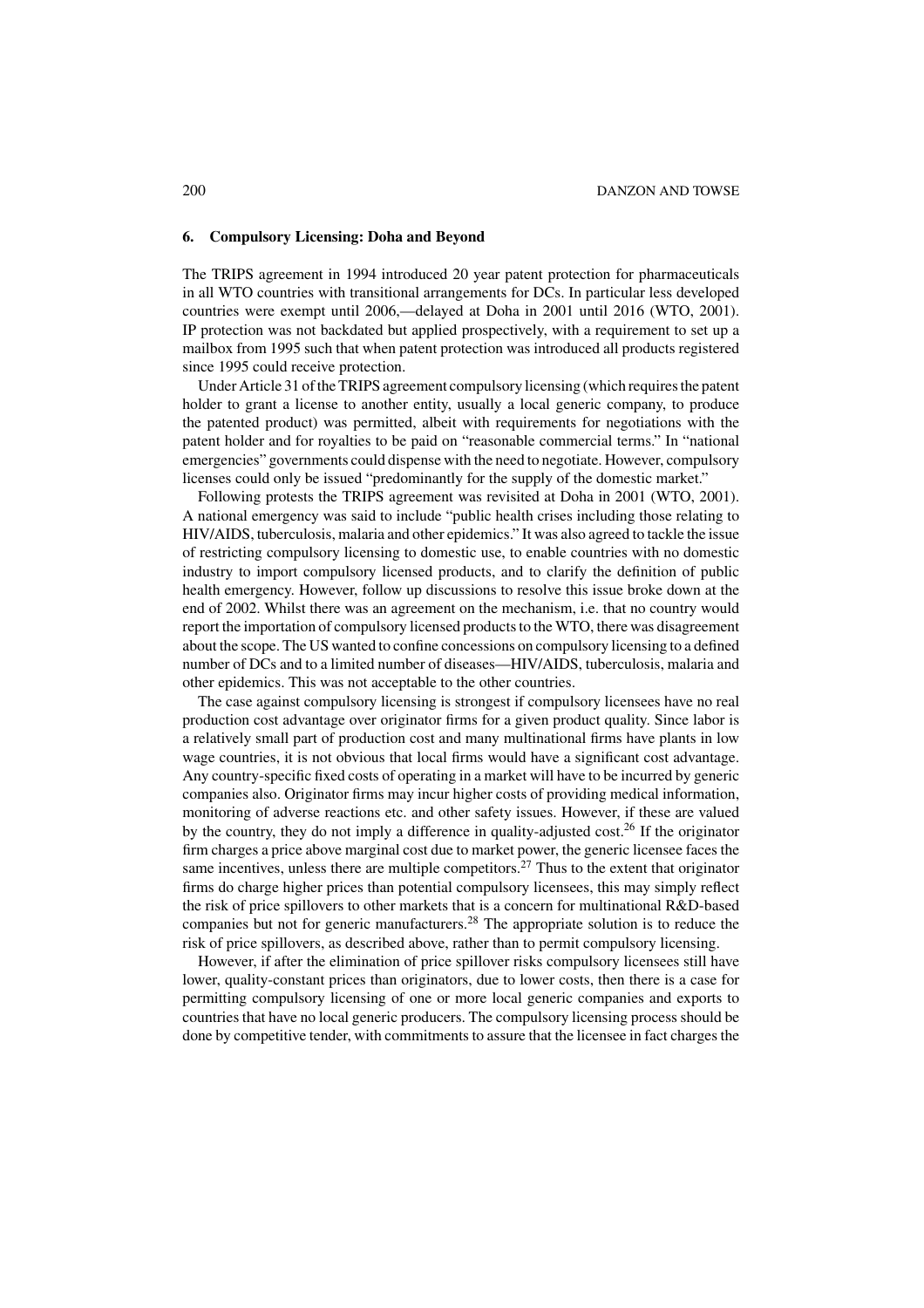## 6. Compulsory Licensing: Doha and Beyond

The TRIPS agreement in 1994 introduced 20 year patent protection for pharmaceuticals in all WTO countries with transitional arrangements for DCs. In particular less developed countries were exempt until 2006,—delayed at Doha in 2001 until 2016 (WTO, 2001). IP protection was not backdated but applied prospectively, with a requirement to set up a mailbox from 1995 such that when patent protection was introduced all products registered since 1995 could receive protection.

Under Article 31 of the TRIPS agreement compulsory licensing (which requires the patent holder to grant a license to another entity, usually a local generic company, to produce the patented product) was permitted, albeit with requirements for negotiations with the patent holder and for royalties to be paid on "reasonable commercial terms." In "national emergencies" governments could dispense with the need to negotiate. However, compulsory licenses could only be issued "predominantly for the supply of the domestic market."

Following protests the TRIPS agreement was revisited at Doha in 2001 (WTO, 2001). A national emergency was said to include "public health crises including those relating to HIV/AIDS, tuberculosis, malaria and other epidemics." It was also agreed to tackle the issue of restricting compulsory licensing to domestic use, to enable countries with no domestic industry to import compulsory licensed products, and to clarify the definition of public health emergency. However, follow up discussions to resolve this issue broke down at the end of 2002. Whilst there was an agreement on the mechanism, i.e. that no country would report the importation of compulsory licensed products to the WTO, there was disagreement about the scope. The US wanted to confine concessions on compulsory licensing to a defined number of DCs and to a limited number of diseases—HIV/AIDS, tuberculosis, malaria and other epidemics. This was not acceptable to the other countries.

The case against compulsory licensing is strongest if compulsory licensees have no real production cost advantage over originator firms for a given product quality. Since labor is a relatively small part of production cost and many multinational firms have plants in low wage countries, it is not obvious that local firms would have a significant cost advantage. Any country-specific fixed costs of operating in a market will have to be incurred by generic companies also. Originator firms may incur higher costs of providing medical information, monitoring of adverse reactions etc. and other safety issues. However, if these are valued by the country, they do not imply a difference in quality-adjusted cost.[26] If the originator firm charges a price above marginal cost due to market power, the generic licensee faces the same incentives, unless there are multiple competitors.[27] Thus to the extent that originator firms do charge higher prices than potential compulsory licensees, this may simply reflect the risk of price spillovers to other markets that is a concern for multinational R&D-based companies but not for generic manufacturers.[28] The appropriate solution is to reduce the risk of price spillovers, as described above, rather than to permit compulsory licensing.

However, if after the elimination of price spillover risks compulsory licensees still have lower, quality-constant prices than originators, due to lower costs, then there is a case for permitting compulsory licensing of one or more local generic companies and exports to countries that have no local generic producers. The compulsory licensing process should be done by competitive tender, with commitments to assure that the licensee in fact charges the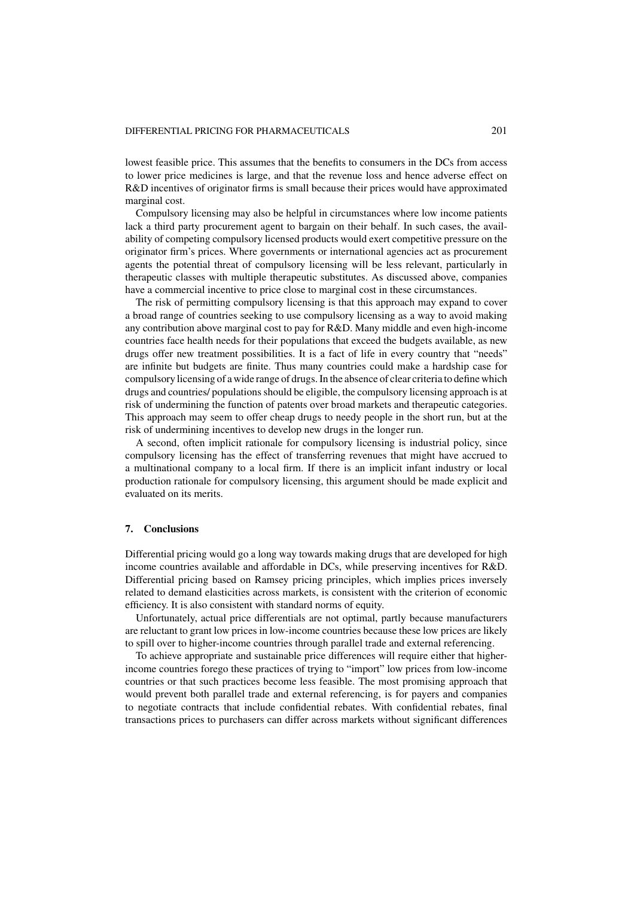lowest feasible price. This assumes that the benefits to consumers in the DCs from access to lower price medicines is large, and that the revenue loss and hence adverse effect on R&D incentives of originator firms is small because their prices would have approximated marginal cost.

Compulsory licensing may also be helpful in circumstances where low income patients lack a third party procurement agent to bargain on their behalf. In such cases, the availability of competing compulsory licensed products would exert competitive pressure on the originator firm's prices. Where governments or international agencies act as procurement agents the potential threat of compulsory licensing will be less relevant, particularly in therapeutic classes with multiple therapeutic substitutes. As discussed above, companies have a commercial incentive to price close to marginal cost in these circumstances.

The risk of permitting compulsory licensing is that this approach may expand to cover a broad range of countries seeking to use compulsory licensing as a way to avoid making any contribution above marginal cost to pay for R&D. Many middle and even high-income countries face health needs for their populations that exceed the budgets available, as new drugs offer new treatment possibilities. It is a fact of life in every country that "needs" are infinite but budgets are finite. Thus many countries could make a hardship case for compulsory licensing of a wide range of drugs. In the absence of clear criteria to define which drugs and countries/ populations should be eligible, the compulsory licensing approach is at risk of undermining the function of patents over broad markets and therapeutic categories. This approach may seem to offer cheap drugs to needy people in the short run, but at the risk of undermining incentives to develop new drugs in the longer run.

A second, often implicit rationale for compulsory licensing is industrial policy, since compulsory licensing has the effect of transferring revenues that might have accrued to a multinational company to a local firm. If there is an implicit infant industry or local production rationale for compulsory licensing, this argument should be made explicit and evaluated on its merits.

## 7. Conclusions

Differential pricing would go a long way towards making drugs that are developed for high income countries available and affordable in DCs, while preserving incentives for R&D. Differential pricing based on Ramsey pricing principles, which implies prices inversely related to demand elasticities across markets, is consistent with the criterion of economic efficiency. It is also consistent with standard norms of equity.

Unfortunately, actual price differentials are not optimal, partly because manufacturers are reluctant to grant low prices in low-income countries because these low prices are likely to spill over to higher-income countries through parallel trade and external referencing.

To achieve appropriate and sustainable price differences will require either that higher-income countries forego these practices of trying to "import" low prices from low-income countries or that such practices become less feasible. The most promising approach that would prevent both parallel trade and external referencing, is for payers and companies to negotiate contracts that include confidential rebates. With confidential rebates, final transactions prices to purchasers can differ across markets without significant differences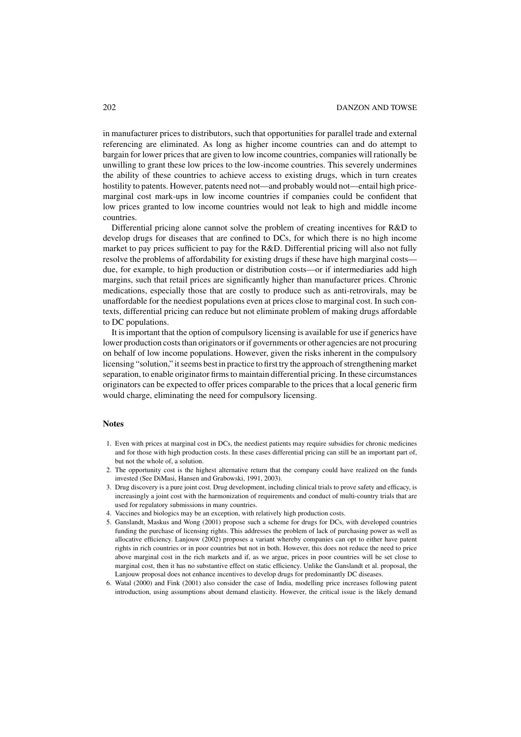in manufacturer prices to distributors, such that opportunities for parallel trade and external referencing are eliminated. As long as higher income countries can and do attempt to bargain for lower prices that are given to low income countries, companies will rationally be unwilling to grant these low prices to the low-income countries. This severely undermines the ability of these countries to achieve access to existing drugs, which in turn creates hostility to patents. However, patents need not—and probably would not—entail high price-marginal cost mark-ups in low income countries if companies could be confident that low prices granted to low income countries would not leak to high and middle income countries.

Differential pricing alone cannot solve the problem of creating incentives for R&D to develop drugs for diseases that are confined to DCs, for which there is no high income market to pay prices sufficient to pay for the R&D. Differential pricing will also not fully resolve the problems of affordability for existing drugs if these have high marginal costs—due, for example, to high production or distribution costs—or if intermediaries add high margins, such that retail prices are significantly higher than manufacturer prices. Chronic medications, especially those that are costly to produce such as anti-retrovirals, may be unaffordable for the neediest populations even at prices close to marginal cost. In such contexts, differential pricing can reduce but not eliminate problem of making drugs affordable to DC populations.

It is important that the option of compulsory licensing is available for use if generics have lower production costs than originators or if governments or other agencies are not procuring on behalf of low income populations. However, given the risks inherent in the compulsory licensing "solution," it seems best in practice to first try the approach of strengthening market separation, to enable originator firms to maintain differential pricing. In these circumstances originators can be expected to offer prices comparable to the prices that a local generic firm would charge, eliminating the need for compulsory licensing.

## Notes

1. Even with prices at marginal cost in DCs, the neediest patients may require subsidies for chronic medicines and for those with high production costs. In these cases differential pricing can still be an important part of, but not the whole of, a solution.
2. The opportunity cost is the highest alternative return that the company could have realized on the funds invested (See DiMasi, Hansen and Grabowski, 1991, 2003).
3. Drug discovery is a pure joint cost. Drug development, including clinical trials to prove safety and efficacy, is increasingly a joint cost with the harmonization of requirements and conduct of multi-country trials that are used for regulatory submissions in many countries.
4. Vaccines and biologics may be an exception, with relatively high production costs.
5. Ganslandt, Maskus and Wong (2001) propose such a scheme for drugs for DCs, with developed countries funding the purchase of licensing rights. This addresses the problem of lack of purchasing power as well as allocative efficiency. Lanjouw (2002) proposes a variant whereby companies can opt to either have patent rights in rich countries or in poor countries but not in both. However, this does not reduce the need to price above marginal cost in the rich markets and if, as we argue, prices in poor countries will be set close to marginal cost, then it has no substantive effect on static efficiency. Unlike the Ganslandt et al. proposal, the Lanjouw proposal does not enhance incentives to develop drugs for predominantly DC diseases.
6. Watal (2000) and Fink (2001) also consider the case of India, modelling price increases following patent introduction, using assumptions about demand elasticity. However, the critical issue is the likely demand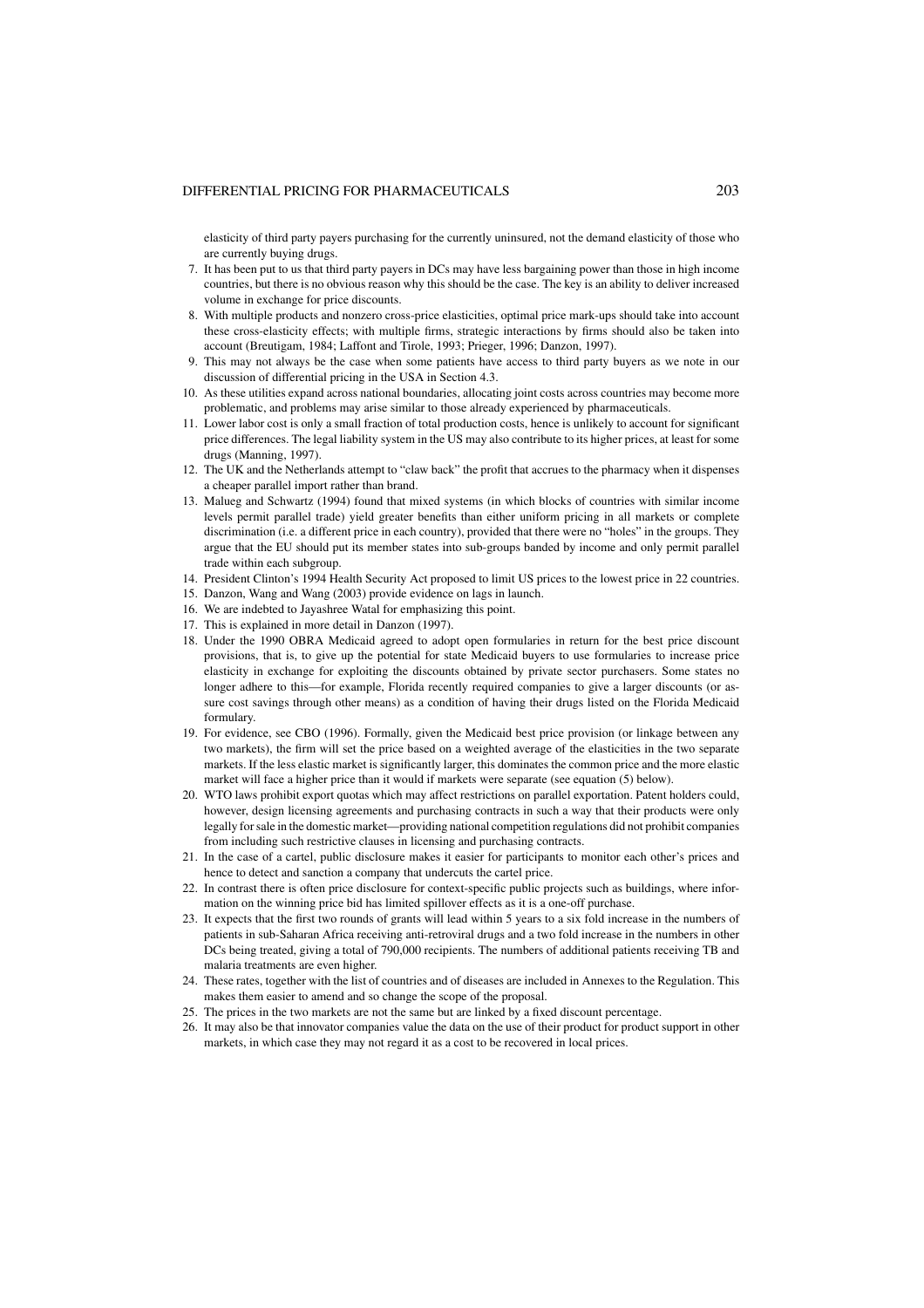elasticity of third party payers purchasing for the currently uninsured, not the demand elasticity of those who are currently buying drugs.

7. It has been put to us that third party payers in DCs may have less bargaining power than those in high income countries, but there is no obvious reason why this should be the case. The key is an ability to deliver increased volume in exchange for price discounts.
8. With multiple products and nonzero cross-price elasticities, optimal price mark-ups should take into account these cross-elasticity effects; with multiple firms, strategic interactions by firms should also be taken into account (Breutigam, 1984; Laffont and Tirole, 1993; Prieger, 1996; Danzon, 1997).
9. This may not always be the case when some patients have access to third party buyers as we note in our discussion of differential pricing in the USA in Section 4.3.
10. As these utilities expand across national boundaries, allocating joint costs across countries may become more problematic, and problems may arise similar to those already experienced by pharmaceuticals.
11. Lower labor cost is only a small fraction of total production costs, hence is unlikely to account for significant price differences. The legal liability system in the US may also contribute to its higher prices, at least for some drugs (Manning, 1997).
12. The UK and the Netherlands attempt to "claw back" the profit that accrues to the pharmacy when it dispenses a cheaper parallel import rather than brand.
13. Malueg and Schwartz (1994) found that mixed systems (in which blocks of countries with similar income levels permit parallel trade) yield greater benefits than either uniform pricing in all markets or complete discrimination (i.e. a different price in each country), provided that there were no "holes" in the groups. They argue that the EU should put its member states into sub-groups banded by income and only permit parallel trade within each subgroup.
14. President Clinton's 1994 Health Security Act proposed to limit US prices to the lowest price in 22 countries.
15. Danzon, Wang and Wang (2003) provide evidence on lags in launch.
16. We are indebted to Jayashree Watal for emphasizing this point.
17. This is explained in more detail in Danzon (1997).
18. Under the 1990 OBRA Medicaid agreed to adopt open formularies in return for the best price discount provisions, that is, to give up the potential for state Medicaid buyers to use formularies to increase price elasticity in exchange for exploiting the discounts obtained by private sector purchasers. Some states no longer adhere to this—for example, Florida recently required companies to give a larger discounts (or assure cost savings through other means) as a condition of having their drugs listed on the Florida Medicaid formulary.
19. For evidence, see CBO (1996). Formally, given the Medicaid best price provision (or linkage between any two markets), the firm will set the price based on a weighted average of the elasticities in the two separate markets. If the less elastic market is significantly larger, this dominates the common price and the more elastic market will face a higher price than it would if markets were separate (see equation (5) below).
20. WTO laws prohibit export quotas which may affect restrictions on parallel exportation. Patent holders could, however, design licensing agreements and purchasing contracts in such a way that their products were only legally for sale in the domestic market—providing national competition regulations did not prohibit companies from including such restrictive clauses in licensing and purchasing contracts.
21. In the case of a cartel, public disclosure makes it easier for participants to monitor each other's prices and hence to detect and sanction a company that undercuts the cartel price.
22. In contrast there is often price disclosure for context-specific public projects such as buildings, where information on the winning price bid has limited spillover effects as it is a one-off purchase.
23. It expects that the first two rounds of grants will lead within 5 years to a six fold increase in the numbers of patients in sub-Saharan Africa receiving anti-retroviral drugs and a two fold increase in the numbers in other DCs being treated, giving a total of 790,000 recipients. The numbers of additional patients receiving TB and malaria treatments are even higher.
24. These rates, together with the list of countries and of diseases are included in Annexes to the Regulation. This makes them easier to amend and so change the scope of the proposal.
25. The prices in the two markets are not the same but are linked by a fixed discount percentage.
26. It may also be that innovator companies value the data on the use of their product for product support in other markets, in which case they may not regard it as a cost to be recovered in local prices.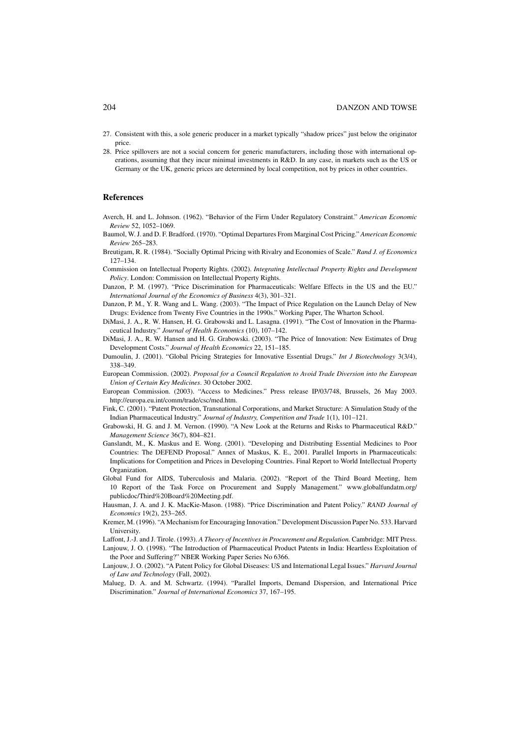27. Consistent with this, a sole generic producer in a market typically "shadow prices" just below the originator price.
28. Price spillovers are not a social concern for generic manufacturers, including those with international operations, assuming that they incur minimal investments in R&D. In any case, in markets such as the US or Germany or the UK, generic prices are determined by local competition, not by prices in other countries.

## References

Averch, H. and L. Johnson. (1962). "Behavior of the Firm Under Regulatory Constraint." *American Economic Review* 52, 1052–1069.

Baumol, W. J. and D. F. Bradford. (1970). "Optimal Departures From Marginal Cost Pricing." *American Economic Review* 265–283.

Breutigam, R. R. (1984). "Socially Optimal Pricing with Rivalry and Economies of Scale." *Rand J. of Economics* 127–134.

Commission on Intellectual Property Rights. (2002). *Integrating Intellectual Property Rights and Development Policy*. London: Commission on Intellectual Property Rights.

Danzon, P. M. (1997). "Price Discrimination for Pharmaceuticals: Welfare Effects in the US and the EU." *International Journal of the Economics of Business* 4(3), 301–321.

Danzon, P. M., Y. R. Wang and L. Wang. (2003). "The Impact of Price Regulation on the Launch Delay of New Drugs: Evidence from Twenty Five Countries in the 1990s." Working Paper, The Wharton School.

DiMasi, J. A., R. W. Hansen, H. G. Grabowski and L. Lasagna. (1991). "The Cost of Innovation in the Pharmaceutical Industry." *Journal of Health Economics* (10), 107–142.

DiMasi, J. A., R. W. Hansen and H. G. Grabowski. (2003). "The Price of Innovation: New Estimates of Drug Development Costs." *Journal of Health Economics* 22, 151–185.

Dumoulin, J. (2001). "Global Pricing Strategies for Innovative Essential Drugs." *Int J Biotechnology* 3(3/4), 338–349.

European Commission. (2002). *Proposal for a Council Regulation to Avoid Trade Diversion into the European Union of Certain Key Medicines*. 30 October 2002.

European Commission. (2003). "Access to Medicines." Press release IP/03/748, Brussels, 26 May 2003. http://europa.eu.int/comm/trade/csc/med.htm.

Fink, C. (2001). "Patent Protection, Transnational Corporations, and Market Structure: A Simulation Study of the Indian Pharmaceutical Industry." *Journal of Industry, Competition and Trade* 1(1), 101–121.

Grabowski, H. G. and J. M. Vernon. (1990). "A New Look at the Returns and Risks to Pharmaceutical R&D." *Management Science* 36(7), 804–821.

Ganslandt, M., K. Maskus and E. Wong. (2001). "Developing and Distributing Essential Medicines to Poor Countries: The DEFEND Proposal." Annex of Maskus, K. E., 2001. Parallel Imports in Pharmaceuticals: Implications for Competition and Prices in Developing Countries. Final Report to World Intellectual Property Organization.

Global Fund for AIDS, Tuberculosis and Malaria. (2002). "Report of the Third Board Meeting, Item 10 Report of the Task Force on Procurement and Supply Management." www.globalfundatm.org/publicdoc/Third%20Board%20Meeting.pdf.

Hausman, J. A. and J. K. MacKie-Mason. (1988). "Price Discrimination and Patent Policy." *RAND Journal of Economics* 19(2), 253–265.

Kremer, M. (1996). "A Mechanism for Encouraging Innovation." Development Discussion Paper No. 533. Harvard University.

Laffont, J.-J. and J. Tirole. (1993). *A Theory of Incentives in Procurement and Regulation*. Cambridge: MIT Press.

Lanjouw, J. O. (1998). "The Introduction of Pharmaceutical Product Patents in India: Heartless Exploitation of the Poor and Suffering?" NBER Working Paper Series No 6366.

Lanjouw, J. O. (2002). "A Patent Policy for Global Diseases: US and International Legal Issues." *Harvard Journal of Law and Technology* (Fall, 2002).

Malueg, D. A. and M. Schwartz. (1994). "Parallel Imports, Demand Dispersion, and International Price Discrimination." *Journal of International Economics* 37, 167–195.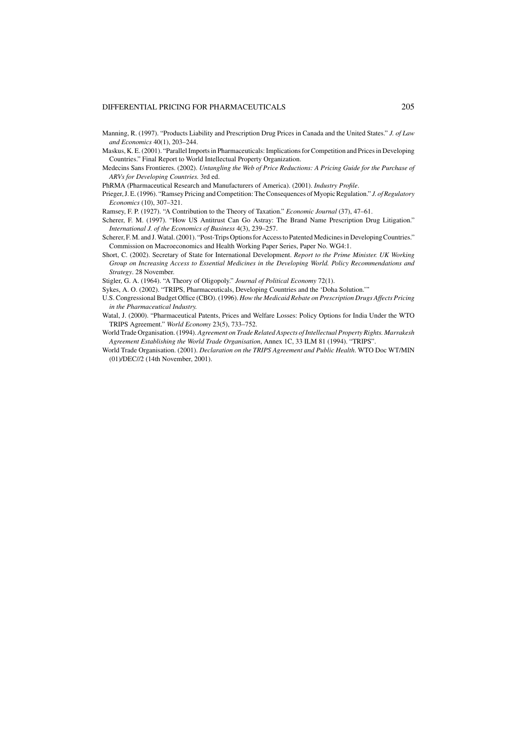Manning, R. (1997). "Products Liability and Prescription Drug Prices in Canada and the United States." *J. of Law and Economics* 40(1), 203–244.

Maskus, K. E. (2001). "Parallel Imports in Pharmaceuticals: Implications for Competition and Prices in Developing Countries." Final Report to World Intellectual Property Organization.

Medecins Sans Frontieres. (2002). *Untangling the Web of Price Reductions: A Pricing Guide for the Purchase of ARVs for Developing Countries.* 3rd ed.

PhRMA (Pharmaceutical Research and Manufacturers of America). (2001). *Industry Profile*.

Prieger, J. E. (1996). "Ramsey Pricing and Competition: The Consequences of Myopic Regulation." *J. of Regulatory Economics* (10), 307–321.

Ramsey, F. P. (1927). "A Contribution to the Theory of Taxation." *Economic Journal* (37), 47–61.

Scherer, F. M. (1997). "How US Antitrust Can Go Astray: The Brand Name Prescription Drug Litigation." *International J. of the Economics of Business* 4(3), 239–257.

Scherer, F. M. and J. Watal. (2001). "Post-Trips Options for Access to Patented Medicines in Developing Countries." Commission on Macroeconomics and Health Working Paper Series, Paper No. WG4:1.

Short, C. (2002). Secretary of State for International Development. *Report to the Prime Minister. UK Working Group on Increasing Access to Essential Medicines in the Developing World. Policy Recommendations and Strategy*. 28 November.

Stigler, G. A. (1964). "A Theory of Oligopoly." *Journal of Political Economy* 72(1).

Sykes, A. O. (2002). "TRIPS, Pharmaceuticals, Developing Countries and the 'Doha Solution.'"

U.S. Congressional Budget Office (CBO). (1996). *How the Medicaid Rebate on Prescription Drugs Affects Pricing in the Pharmaceutical Industry.*

Watal, J. (2000). "Pharmaceutical Patents, Prices and Welfare Losses: Policy Options for India Under the WTO TRIPS Agreement." *World Economy* 23(5), 733–752.

World Trade Organisation. (1994). *Agreement on Trade Related Aspects of Intellectual Property Rights. Marrakesh Agreement Establishing the World Trade Organisation*, Annex 1C, 33 ILM 81 (1994). "TRIPS".

World Trade Organisation. (2001). *Declaration on the TRIPS Agreement and Public Health*. WTO Doc WT/MIN (01)/DEC//2 (14th November, 2001).